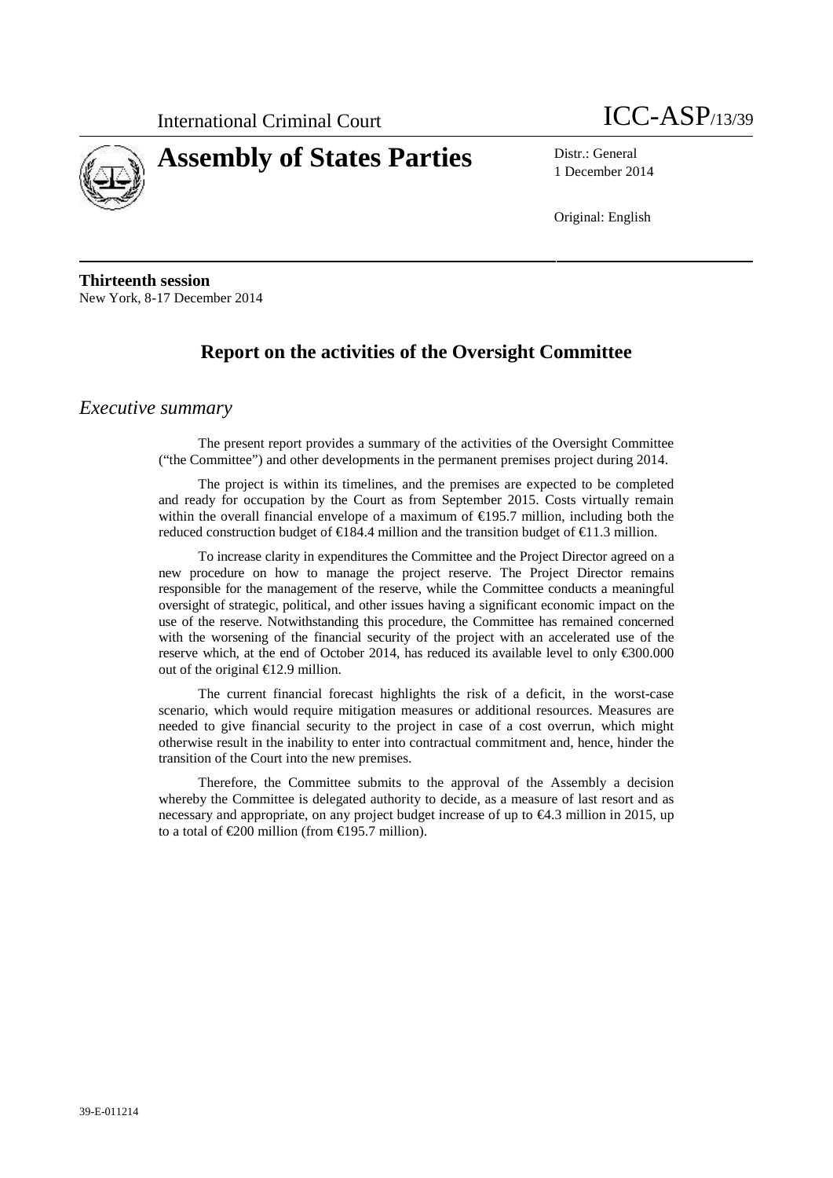International Criminal Court

ICC-ASP/13/39

# Assembly of States Parties

Distr.: General
1 December 2014

Original: English

**Thirteenth session**
New York, 8-17 December 2014

## Report on the activities of the Oversight Committee

### *Executive summary*

The present report provides a summary of the activities of the Oversight Committee ("the Committee") and other developments in the permanent premises project during 2014.

The project is within its timelines, and the premises are expected to be completed and ready for occupation by the Court as from September 2015. Costs virtually remain within the overall financial envelope of a maximum of €195.7 million, including both the reduced construction budget of €184.4 million and the transition budget of €11.3 million.

To increase clarity in expenditures the Committee and the Project Director agreed on a new procedure on how to manage the project reserve. The Project Director remains responsible for the management of the reserve, while the Committee conducts a meaningful oversight of strategic, political, and other issues having a significant economic impact on the use of the reserve. Notwithstanding this procedure, the Committee has remained concerned with the worsening of the financial security of the project with an accelerated use of the reserve which, at the end of October 2014, has reduced its available level to only €300.000 out of the original €12.9 million.

The current financial forecast highlights the risk of a deficit, in the worst-case scenario, which would require mitigation measures or additional resources. Measures are needed to give financial security to the project in case of a cost overrun, which might otherwise result in the inability to enter into contractual commitment and, hence, hinder the transition of the Court into the new premises.

Therefore, the Committee submits to the approval of the Assembly a decision whereby the Committee is delegated authority to decide, as a measure of last resort and as necessary and appropriate, on any project budget increase of up to €4.3 million in 2015, up to a total of €200 million (from €195.7 million).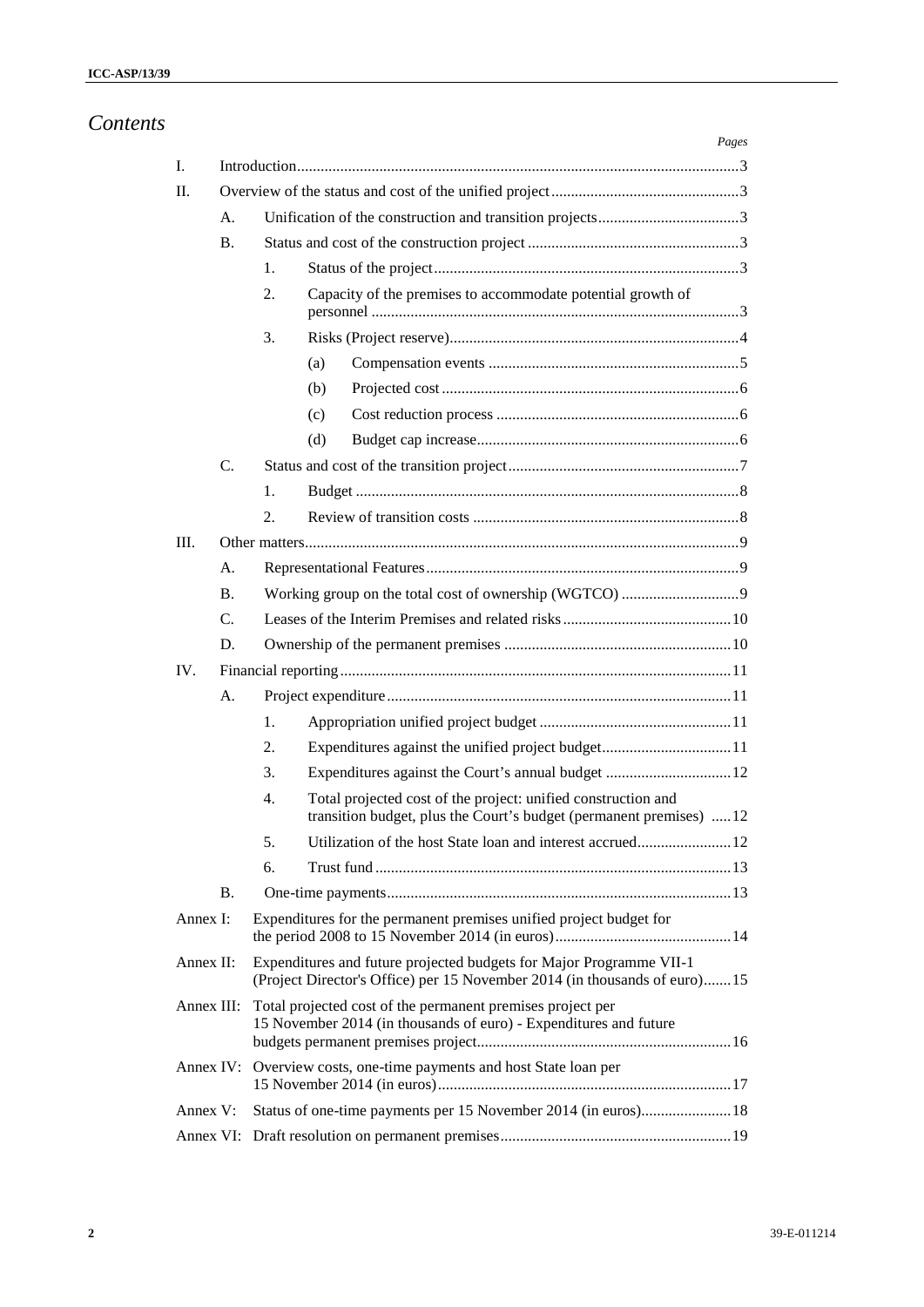# *Contents*

*Pages*

| | | | | | |
|---|---|---|---|---|---|
| I. | Introduction | | | | 3 |
| II. | Overview of the status and cost of the unified project | | | | 3 |
| | A. | Unification of the construction and transition projects | | | 3 |
| | B. | Status and cost of the construction project | | | 3 |
| | | 1. | Status of the project | | 3 |
| | | 2. | Capacity of the premises to accommodate potential growth of personnel | | 3 |
| | | 3. | Risks (Project reserve) | | 4 |
| | | | (a) | Compensation events | 5 |
| | | | (b) | Projected cost | 6 |
| | | | (c) | Cost reduction process | 6 |
| | | | (d) | Budget cap increase | 6 |
| | C. | Status and cost of the transition project | | | 7 |
| | | 1. | Budget | | 8 |
| | | 2. | Review of transition costs | | 8 |
| III. | Other matters | | | | 9 |
| | A. | Representational Features | | | 9 |
| | B. | Working group on the total cost of ownership (WGTCO) | | | 9 |
| | C. | Leases of the Interim Premises and related risks | | | 10 |
| | D. | Ownership of the permanent premises | | | 10 |
| IV. | Financial reporting | | | | 11 |
| | A. | Project expenditure | | | 11 |
| | | 1. | Appropriation unified project budget | | 11 |
| | | 2. | Expenditures against the unified project budget | | 11 |
| | | 3. | Expenditures against the Court's annual budget | | 12 |
| | | 4. | Total projected cost of the project: unified construction and transition budget, plus the Court's budget (permanent premises) | | 12 |
| | | 5. | Utilization of the host State loan and interest accrued | | 12 |
| | | 6. | Trust fund | | 13 |
| | B. | One-time payments | | | 13 |
| Annex I: | Expenditures for the permanent premises unified project budget for the period 2008 to 15 November 2014 (in euros) | | | | 14 |
| Annex II: | Expenditures and future projected budgets for Major Programme VII-1 (Project Director's Office) per 15 November 2014 (in thousands of euro) | | | | 15 |
| Annex III: | Total projected cost of the permanent premises project per 15 November 2014 (in thousands of euro) - Expenditures and future budgets permanent premises project | | | | 16 |
| Annex IV: | Overview costs, one-time payments and host State loan per 15 November 2014 (in euros) | | | | 17 |
| Annex V: | Status of one-time payments per 15 November 2014 (in euros) | | | | 18 |
| Annex VI: | Draft resolution on permanent premises | | | | 19 |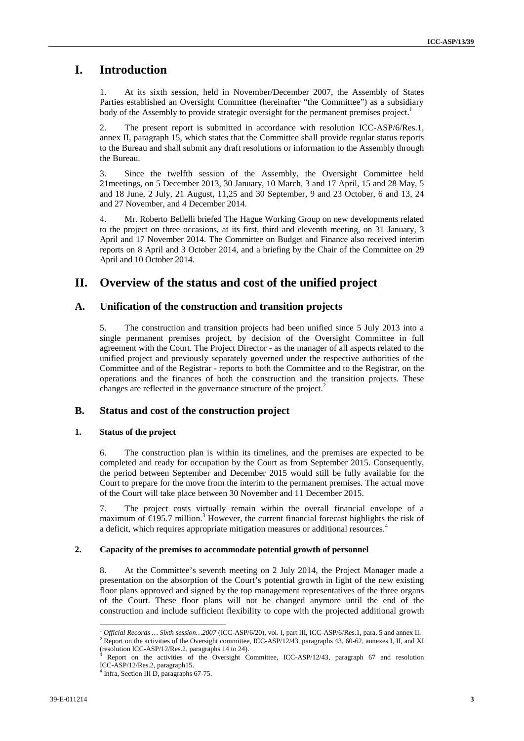# I. Introduction

1. At its sixth session, held in November/December 2007, the Assembly of States Parties established an Oversight Committee (hereinafter "the Committee") as a subsidiary body of the Assembly to provide strategic oversight for the permanent premises project.[1]

2. The present report is submitted in accordance with resolution ICC-ASP/6/Res.1, annex II, paragraph 15, which states that the Committee shall provide regular status reports to the Bureau and shall submit any draft resolutions or information to the Assembly through the Bureau.

3. Since the twelfth session of the Assembly, the Oversight Committee held 21meetings, on 5 December 2013, 30 January, 10 March, 3 and 17 April, 15 and 28 May, 5 and 18 June, 2 July, 21 August, 11,25 and 30 September, 9 and 23 October, 6 and 13, 24 and 27 November, and 4 December 2014.

4. Mr. Roberto Bellelli briefed The Hague Working Group on new developments related to the project on three occasions, at its first, third and eleventh meeting, on 31 January, 3 April and 17 November 2014. The Committee on Budget and Finance also received interim reports on 8 April and 3 October 2014, and a briefing by the Chair of the Committee on 29 April and 10 October 2014.

# II. Overview of the status and cost of the unified project

## A. Unification of the construction and transition projects

5. The construction and transition projects had been unified since 5 July 2013 into a single permanent premises project, by decision of the Oversight Committee in full agreement with the Court. The Project Director - as the manager of all aspects related to the unified project and previously separately governed under the respective authorities of the Committee and of the Registrar - reports to both the Committee and to the Registrar, on the operations and the finances of both the construction and the transition projects. These changes are reflected in the governance structure of the project.[2]

## B. Status and cost of the construction project

### 1. Status of the project

6. The construction plan is within its timelines, and the premises are expected to be completed and ready for occupation by the Court as from September 2015. Consequently, the period between September and December 2015 would still be fully available for the Court to prepare for the move from the interim to the permanent premises. The actual move of the Court will take place between 30 November and 11 December 2015.

7. The project costs virtually remain within the overall financial envelope of a maximum of €195.7 million.[3] However, the current financial forecast highlights the risk of a deficit, which requires appropriate mitigation measures or additional resources.[4]

### 2. Capacity of the premises to accommodate potential growth of personnel

8. At the Committee's seventh meeting on 2 July 2014, the Project Manager made a presentation on the absorption of the Court's potential growth in light of the new existing floor plans approved and signed by the top management representatives of the three organs of the Court. These floor plans will not be changed anymore until the end of the construction and include sufficient flexibility to cope with the projected additional growth

---

[1] *Official Records … Sixth session…2007* (ICC-ASP/6/20), vol. I, part III, ICC-ASP/6/Res.1, para. 5 and annex II.

[2] Report on the activities of the Oversight committee, ICC-ASP/12/43, paragraphs 43, 60-62, annexes I, II, and XI (resolution ICC-ASP/12/Res.2, paragraphs 14 to 24).

[3] Report on the activities of the Oversight Committee, ICC-ASP/12/43, paragraph 67 and resolution ICC-ASP/12/Res.2, paragraph15.

[4] Infra, Section III D, paragraphs 67-75.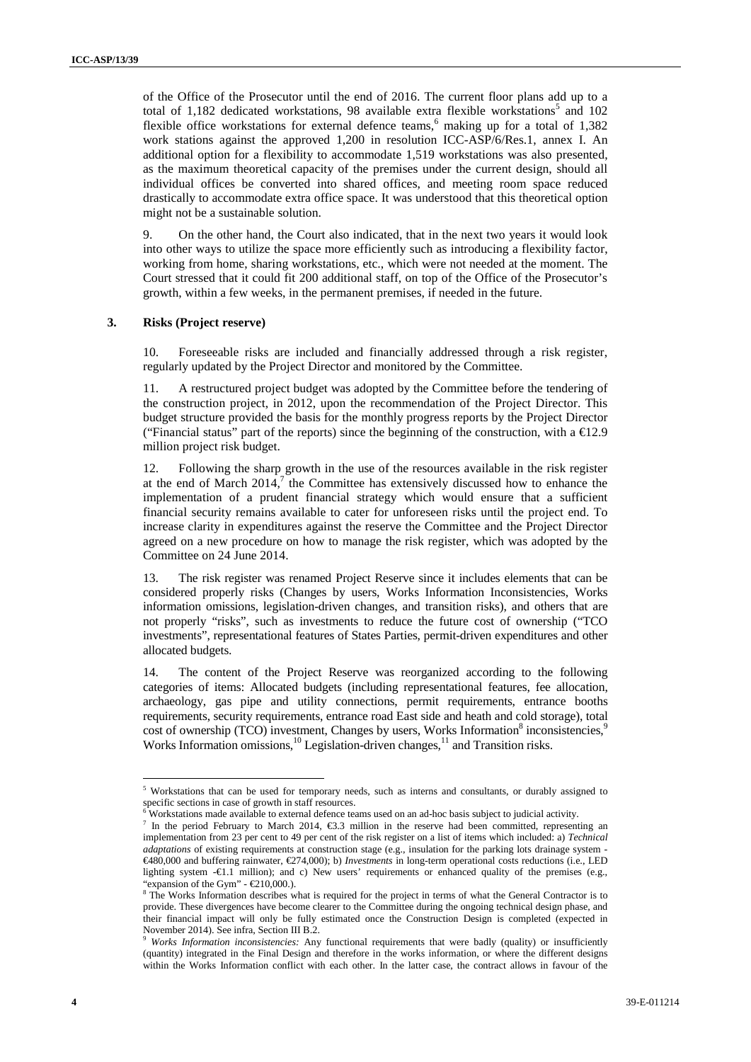of the Office of the Prosecutor until the end of 2016. The current floor plans add up to a total of 1,182 dedicated workstations, 98 available extra flexible workstations[5] and 102 flexible office workstations for external defence teams,[6] making up for a total of 1,382 work stations against the approved 1,200 in resolution ICC-ASP/6/Res.1, annex I. An additional option for a flexibility to accommodate 1,519 workstations was also presented, as the maximum theoretical capacity of the premises under the current design, should all individual offices be converted into shared offices, and meeting room space reduced drastically to accommodate extra office space. It was understood that this theoretical option might not be a sustainable solution.

9. On the other hand, the Court also indicated, that in the next two years it would look into other ways to utilize the space more efficiently such as introducing a flexibility factor, working from home, sharing workstations, etc., which were not needed at the moment. The Court stressed that it could fit 200 additional staff, on top of the Office of the Prosecutor's growth, within a few weeks, in the permanent premises, if needed in the future.

### 3. Risks (Project reserve)

10. Foreseeable risks are included and financially addressed through a risk register, regularly updated by the Project Director and monitored by the Committee.

11. A restructured project budget was adopted by the Committee before the tendering of the construction project, in 2012, upon the recommendation of the Project Director. This budget structure provided the basis for the monthly progress reports by the Project Director ("Financial status" part of the reports) since the beginning of the construction, with a €12.9 million project risk budget.

12. Following the sharp growth in the use of the resources available in the risk register at the end of March 2014,[7] the Committee has extensively discussed how to enhance the implementation of a prudent financial strategy which would ensure that a sufficient financial security remains available to cater for unforeseen risks until the project end. To increase clarity in expenditures against the reserve the Committee and the Project Director agreed on a new procedure on how to manage the risk register, which was adopted by the Committee on 24 June 2014.

13. The risk register was renamed Project Reserve since it includes elements that can be considered properly risks (Changes by users, Works Information Inconsistencies, Works information omissions, legislation-driven changes, and transition risks), and others that are not properly "risks", such as investments to reduce the future cost of ownership ("TCO investments", representational features of States Parties, permit-driven expenditures and other allocated budgets.

14. The content of the Project Reserve was reorganized according to the following categories of items: Allocated budgets (including representational features, fee allocation, archaeology, gas pipe and utility connections, permit requirements, entrance booths requirements, security requirements, entrance road East side and heath and cold storage), total cost of ownership (TCO) investment, Changes by users, Works Information[8] inconsistencies,[9] Works Information omissions,[10] Legislation-driven changes,[11] and Transition risks.

---

[5] Workstations that can be used for temporary needs, such as interns and consultants, or durably assigned to specific sections in case of growth in staff resources.

[6] Workstations made available to external defence teams used on an ad-hoc basis subject to judicial activity.

[7] In the period February to March 2014, €3.3 million in the reserve had been committed, representing an implementation from 23 per cent to 49 per cent of the risk register on a list of items which included: a) *Technical adaptations* of existing requirements at construction stage (e.g., insulation for the parking lots drainage system - €480,000 and buffering rainwater, €274,000); b) *Investments* in long-term operational costs reductions (i.e., LED lighting system -€1.1 million); and c) New users' requirements or enhanced quality of the premises (e.g., "expansion of the Gym" - €210,000.).

[8] The Works Information describes what is required for the project in terms of what the General Contractor is to provide. These divergences have become clearer to the Committee during the ongoing technical design phase, and their financial impact will only be fully estimated once the Construction Design is completed (expected in November 2014). See infra, Section III B.2.

[9] *Works Information inconsistencies:* Any functional requirements that were badly (quality) or insufficiently (quantity) integrated in the Final Design and therefore in the works information, or where the different designs within the Works Information conflict with each other. In the latter case, the contract allows in favour of the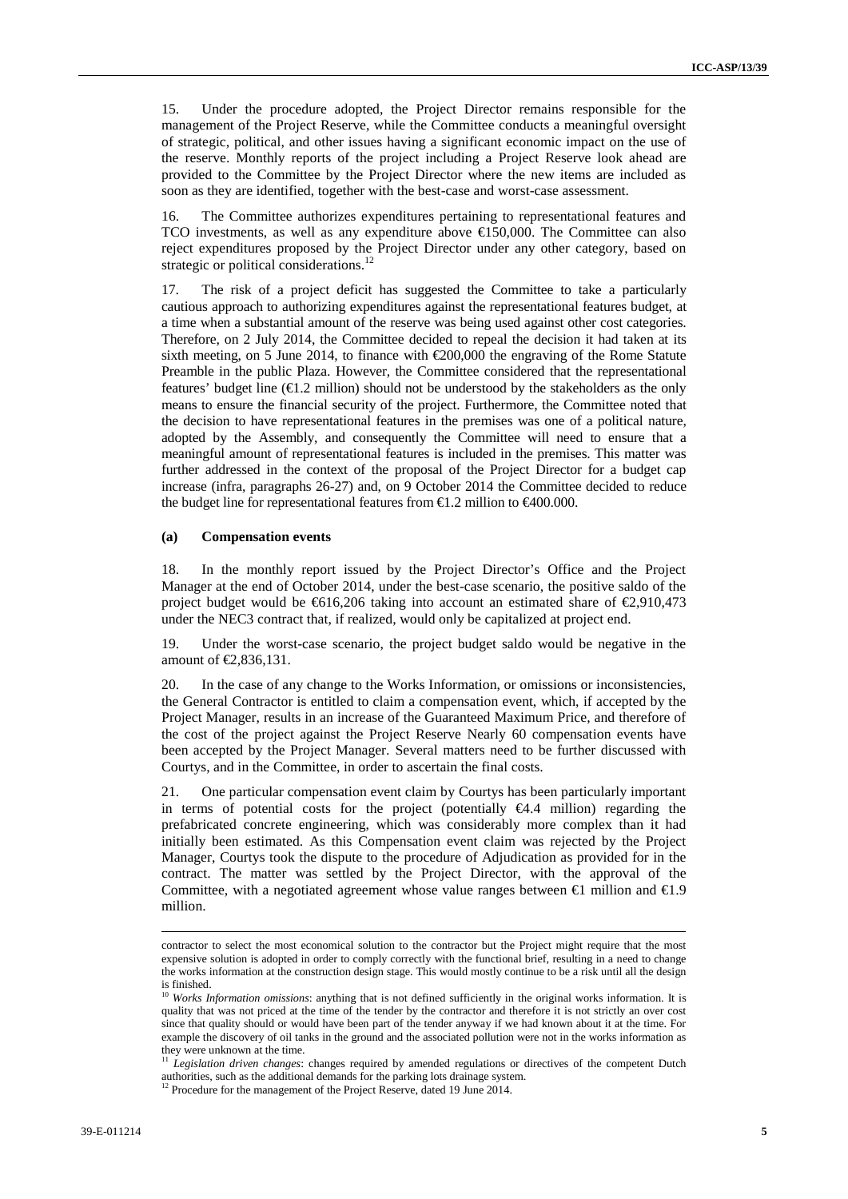15. Under the procedure adopted, the Project Director remains responsible for the management of the Project Reserve, while the Committee conducts a meaningful oversight of strategic, political, and other issues having a significant economic impact on the use of the reserve. Monthly reports of the project including a Project Reserve look ahead are provided to the Committee by the Project Director where the new items are included as soon as they are identified, together with the best-case and worst-case assessment.

16. The Committee authorizes expenditures pertaining to representational features and TCO investments, as well as any expenditure above €150,000. The Committee can also reject expenditures proposed by the Project Director under any other category, based on strategic or political considerations.[12]

17. The risk of a project deficit has suggested the Committee to take a particularly cautious approach to authorizing expenditures against the representational features budget, at a time when a substantial amount of the reserve was being used against other cost categories. Therefore, on 2 July 2014, the Committee decided to repeal the decision it had taken at its sixth meeting, on 5 June 2014, to finance with €200,000 the engraving of the Rome Statute Preamble in the public Plaza. However, the Committee considered that the representational features' budget line (€1.2 million) should not be understood by the stakeholders as the only means to ensure the financial security of the project. Furthermore, the Committee noted that the decision to have representational features in the premises was one of a political nature, adopted by the Assembly, and consequently the Committee will need to ensure that a meaningful amount of representational features is included in the premises. This matter was further addressed in the context of the proposal of the Project Director for a budget cap increase (infra, paragraphs 26-27) and, on 9 October 2014 the Committee decided to reduce the budget line for representational features from €1.2 million to €400.000.

#### (a) Compensation events

18. In the monthly report issued by the Project Director's Office and the Project Manager at the end of October 2014, under the best-case scenario, the positive saldo of the project budget would be €616,206 taking into account an estimated share of €2,910,473 under the NEC3 contract that, if realized, would only be capitalized at project end.

19. Under the worst-case scenario, the project budget saldo would be negative in the amount of €2,836,131.

20. In the case of any change to the Works Information, or omissions or inconsistencies, the General Contractor is entitled to claim a compensation event, which, if accepted by the Project Manager, results in an increase of the Guaranteed Maximum Price, and therefore of the cost of the project against the Project Reserve Nearly 60 compensation events have been accepted by the Project Manager. Several matters need to be further discussed with Courtys, and in the Committee, in order to ascertain the final costs.

21. One particular compensation event claim by Courtys has been particularly important in terms of potential costs for the project (potentially €4.4 million) regarding the prefabricated concrete engineering, which was considerably more complex than it had initially been estimated. As this Compensation event claim was rejected by the Project Manager, Courtys took the dispute to the procedure of Adjudication as provided for in the contract. The matter was settled by the Project Director, with the approval of the Committee, with a negotiated agreement whose value ranges between €1 million and €1.9 million.

---

contractor to select the most economical solution to the contractor but the Project might require that the most expensive solution is adopted in order to comply correctly with the functional brief, resulting in a need to change the works information at the construction design stage. This would mostly continue to be a risk until all the design is finished.

[10] *Works Information omissions*: anything that is not defined sufficiently in the original works information. It is quality that was not priced at the time of the tender by the contractor and therefore it is not strictly an over cost since that quality should or would have been part of the tender anyway if we had known about it at the time. For example the discovery of oil tanks in the ground and the associated pollution were not in the works information as they were unknown at the time.

[11] *Legislation driven changes*: changes required by amended regulations or directives of the competent Dutch authorities, such as the additional demands for the parking lots drainage system.

[12] Procedure for the management of the Project Reserve, dated 19 June 2014.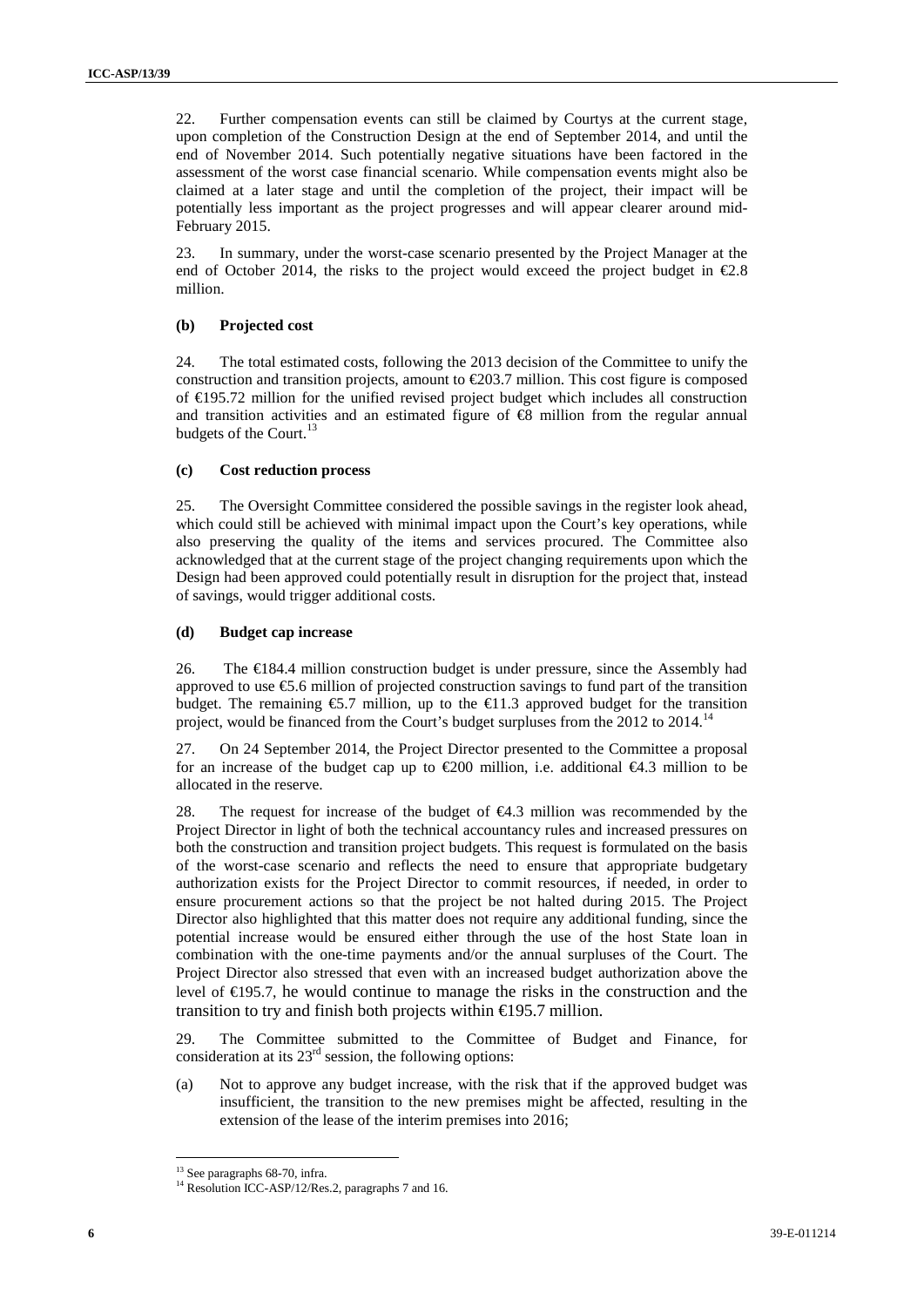22. Further compensation events can still be claimed by Courtys at the current stage, upon completion of the Construction Design at the end of September 2014, and until the end of November 2014. Such potentially negative situations have been factored in the assessment of the worst case financial scenario. While compensation events might also be claimed at a later stage and until the completion of the project, their impact will be potentially less important as the project progresses and will appear clearer around mid-February 2015.

23. In summary, under the worst-case scenario presented by the Project Manager at the end of October 2014, the risks to the project would exceed the project budget in €2.8 million.

#### (b) Projected cost

24. The total estimated costs, following the 2013 decision of the Committee to unify the construction and transition projects, amount to €203.7 million. This cost figure is composed of €195.72 million for the unified revised project budget which includes all construction and transition activities and an estimated figure of €8 million from the regular annual budgets of the Court.[13]

#### (c) Cost reduction process

25. The Oversight Committee considered the possible savings in the register look ahead, which could still be achieved with minimal impact upon the Court's key operations, while also preserving the quality of the items and services procured. The Committee also acknowledged that at the current stage of the project changing requirements upon which the Design had been approved could potentially result in disruption for the project that, instead of savings, would trigger additional costs.

#### (d) Budget cap increase

26. The €184.4 million construction budget is under pressure, since the Assembly had approved to use €5.6 million of projected construction savings to fund part of the transition budget. The remaining €5.7 million, up to the €11.3 approved budget for the transition project, would be financed from the Court's budget surpluses from the 2012 to 2014.[14]

27. On 24 September 2014, the Project Director presented to the Committee a proposal for an increase of the budget cap up to €200 million, i.e. additional €4.3 million to be allocated in the reserve.

28. The request for increase of the budget of €4.3 million was recommended by the Project Director in light of both the technical accountancy rules and increased pressures on both the construction and transition project budgets. This request is formulated on the basis of the worst-case scenario and reflects the need to ensure that appropriate budgetary authorization exists for the Project Director to commit resources, if needed, in order to ensure procurement actions so that the project be not halted during 2015. The Project Director also highlighted that this matter does not require any additional funding, since the potential increase would be ensured either through the use of the host State loan in combination with the one-time payments and/or the annual surpluses of the Court. The Project Director also stressed that even with an increased budget authorization above the level of €195.7, he would continue to manage the risks in the construction and the transition to try and finish both projects within €195.7 million.

29. The Committee submitted to the Committee of Budget and Finance, for consideration at its 23rd session, the following options:

(a) Not to approve any budget increase, with the risk that if the approved budget was insufficient, the transition to the new premises might be affected, resulting in the extension of the lease of the interim premises into 2016;

---

[13] See paragraphs 68-70, infra.

[14] Resolution ICC-ASP/12/Res.2, paragraphs 7 and 16.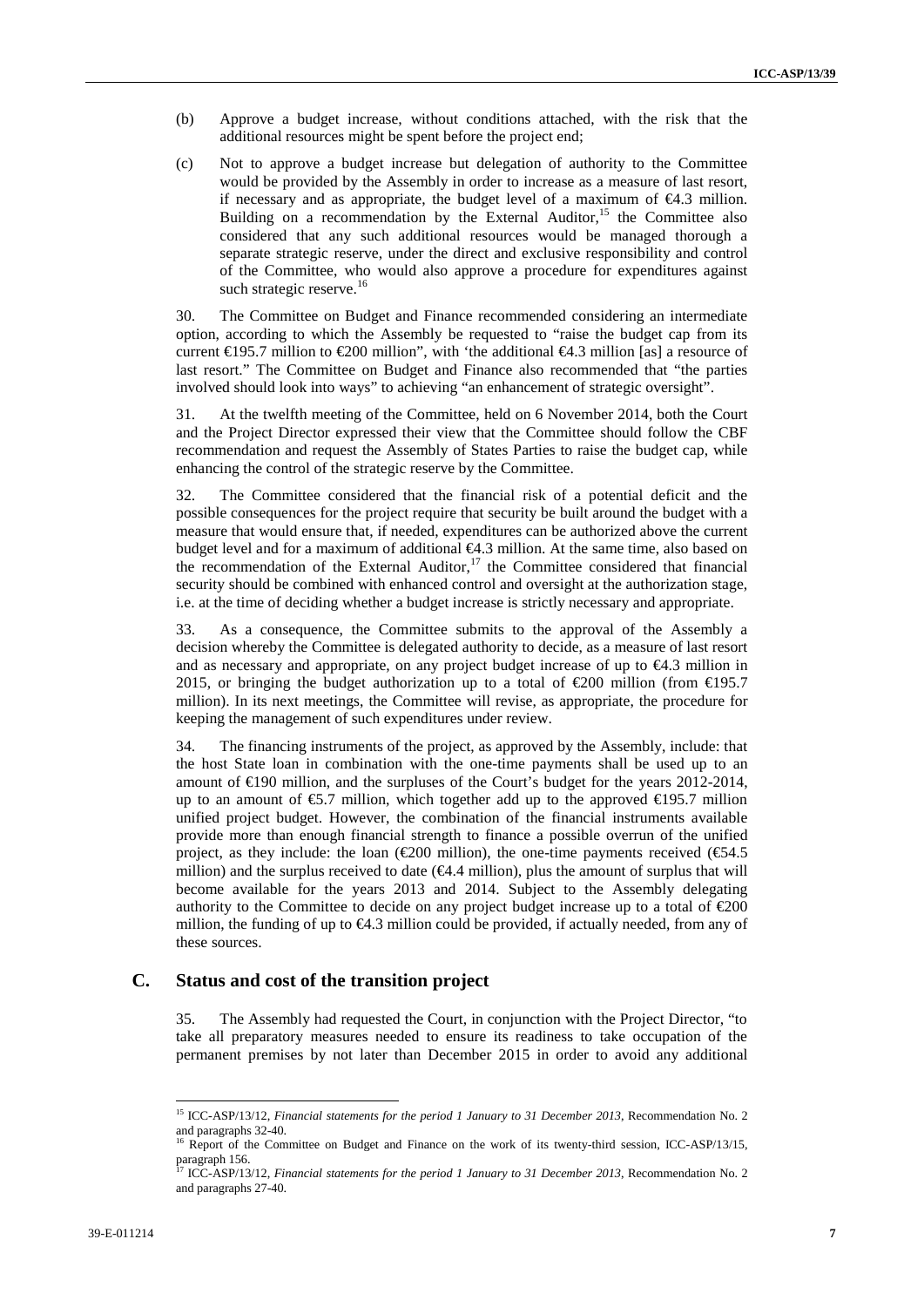(b) Approve a budget increase, without conditions attached, with the risk that the additional resources might be spent before the project end;

(c) Not to approve a budget increase but delegation of authority to the Committee would be provided by the Assembly in order to increase as a measure of last resort, if necessary and as appropriate, the budget level of a maximum of €4.3 million. Building on a recommendation by the External Auditor,[15] the Committee also considered that any such additional resources would be managed thorough a separate strategic reserve, under the direct and exclusive responsibility and control of the Committee, who would also approve a procedure for expenditures against such strategic reserve.[16]

30. The Committee on Budget and Finance recommended considering an intermediate option, according to which the Assembly be requested to "raise the budget cap from its current €195.7 million to €200 million", with 'the additional €4.3 million [as] a resource of last resort." The Committee on Budget and Finance also recommended that "the parties involved should look into ways" to achieving "an enhancement of strategic oversight".

31. At the twelfth meeting of the Committee, held on 6 November 2014, both the Court and the Project Director expressed their view that the Committee should follow the CBF recommendation and request the Assembly of States Parties to raise the budget cap, while enhancing the control of the strategic reserve by the Committee.

32. The Committee considered that the financial risk of a potential deficit and the possible consequences for the project require that security be built around the budget with a measure that would ensure that, if needed, expenditures can be authorized above the current budget level and for a maximum of additional €4.3 million. At the same time, also based on the recommendation of the External Auditor,[17] the Committee considered that financial security should be combined with enhanced control and oversight at the authorization stage, i.e. at the time of deciding whether a budget increase is strictly necessary and appropriate.

33. As a consequence, the Committee submits to the approval of the Assembly a decision whereby the Committee is delegated authority to decide, as a measure of last resort and as necessary and appropriate, on any project budget increase of up to €4.3 million in 2015, or bringing the budget authorization up to a total of €200 million (from €195.7 million). In its next meetings, the Committee will revise, as appropriate, the procedure for keeping the management of such expenditures under review.

34. The financing instruments of the project, as approved by the Assembly, include: that the host State loan in combination with the one-time payments shall be used up to an amount of €190 million, and the surpluses of the Court's budget for the years 2012-2014, up to an amount of €5.7 million, which together add up to the approved €195.7 million unified project budget. However, the combination of the financial instruments available provide more than enough financial strength to finance a possible overrun of the unified project, as they include: the loan (€200 million), the one-time payments received (€54.5 million) and the surplus received to date (€4.4 million), plus the amount of surplus that will become available for the years 2013 and 2014. Subject to the Assembly delegating authority to the Committee to decide on any project budget increase up to a total of €200 million, the funding of up to €4.3 million could be provided, if actually needed, from any of these sources.

## C. Status and cost of the transition project

35. The Assembly had requested the Court, in conjunction with the Project Director, "to take all preparatory measures needed to ensure its readiness to take occupation of the permanent premises by not later than December 2015 in order to avoid any additional

---

[15] ICC-ASP/13/12, *Financial statements for the period 1 January to 31 December 2013*, Recommendation No. 2 and paragraphs 32-40.

[16] Report of the Committee on Budget and Finance on the work of its twenty-third session, ICC-ASP/13/15, paragraph 156.

[17] ICC-ASP/13/12, *Financial statements for the period 1 January to 31 December 2013*, Recommendation No. 2 and paragraphs 27-40.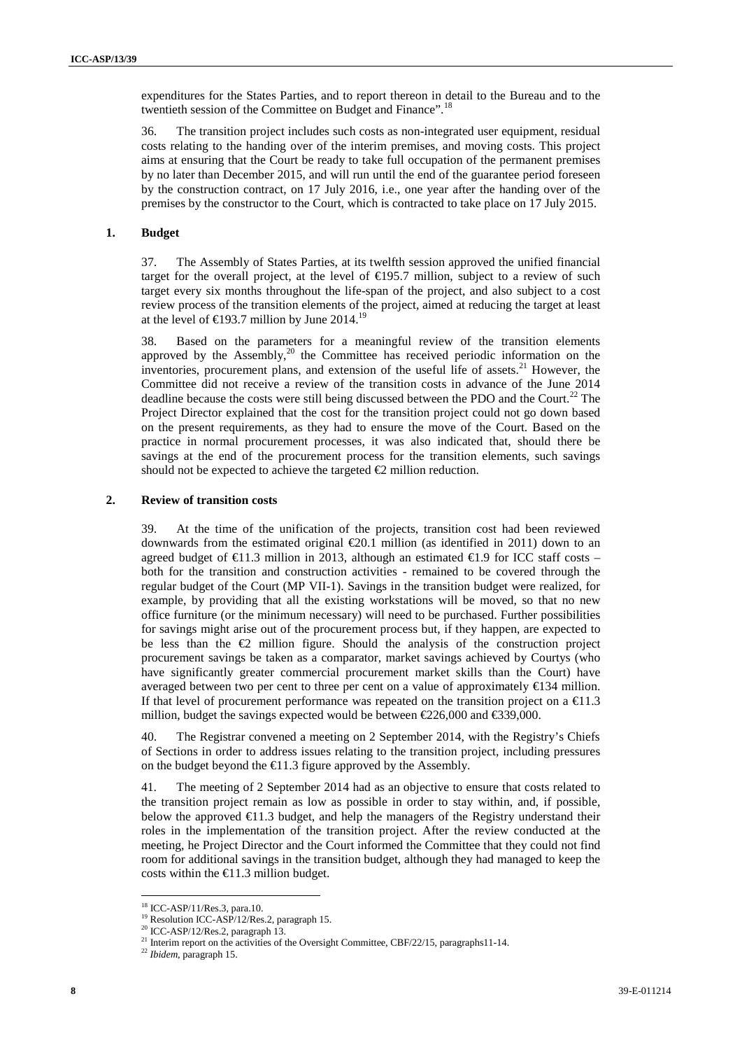expenditures for the States Parties, and to report thereon in detail to the Bureau and to the twentieth session of the Committee on Budget and Finance".[18]

36. The transition project includes such costs as non-integrated user equipment, residual costs relating to the handing over of the interim premises, and moving costs. This project aims at ensuring that the Court be ready to take full occupation of the permanent premises by no later than December 2015, and will run until the end of the guarantee period foreseen by the construction contract, on 17 July 2016, i.e., one year after the handing over of the premises by the constructor to the Court, which is contracted to take place on 17 July 2015.

### 1. Budget

37. The Assembly of States Parties, at its twelfth session approved the unified financial target for the overall project, at the level of €195.7 million, subject to a review of such target every six months throughout the life-span of the project, and also subject to a cost review process of the transition elements of the project, aimed at reducing the target at least at the level of €193.7 million by June 2014.[19]

38. Based on the parameters for a meaningful review of the transition elements approved by the Assembly,[20] the Committee has received periodic information on the inventories, procurement plans, and extension of the useful life of assets.[21] However, the Committee did not receive a review of the transition costs in advance of the June 2014 deadline because the costs were still being discussed between the PDO and the Court.[22] The Project Director explained that the cost for the transition project could not go down based on the present requirements, as they had to ensure the move of the Court. Based on the practice in normal procurement processes, it was also indicated that, should there be savings at the end of the procurement process for the transition elements, such savings should not be expected to achieve the targeted €2 million reduction.

### 2. Review of transition costs

39. At the time of the unification of the projects, transition cost had been reviewed downwards from the estimated original €20.1 million (as identified in 2011) down to an agreed budget of €11.3 million in 2013, although an estimated €1.9 for ICC staff costs – both for the transition and construction activities - remained to be covered through the regular budget of the Court (MP VII-1). Savings in the transition budget were realized, for example, by providing that all the existing workstations will be moved, so that no new office furniture (or the minimum necessary) will need to be purchased. Further possibilities for savings might arise out of the procurement process but, if they happen, are expected to be less than the €2 million figure. Should the analysis of the construction project procurement savings be taken as a comparator, market savings achieved by Courtys (who have significantly greater commercial procurement market skills than the Court) have averaged between two per cent to three per cent on a value of approximately €134 million. If that level of procurement performance was repeated on the transition project on a €11.3 million, budget the savings expected would be between €226,000 and €339,000.

40. The Registrar convened a meeting on 2 September 2014, with the Registry's Chiefs of Sections in order to address issues relating to the transition project, including pressures on the budget beyond the €11.3 figure approved by the Assembly.

41. The meeting of 2 September 2014 had as an objective to ensure that costs related to the transition project remain as low as possible in order to stay within, and, if possible, below the approved €11.3 budget, and help the managers of the Registry understand their roles in the implementation of the transition project. After the review conducted at the meeting, he Project Director and the Court informed the Committee that they could not find room for additional savings in the transition budget, although they had managed to keep the costs within the €11.3 million budget.

---

[18] ICC-ASP/11/Res.3, para.10.
[19] Resolution ICC-ASP/12/Res.2, paragraph 15.
[20] ICC-ASP/12/Res.2, paragraph 13.
[21] Interim report on the activities of the Oversight Committee, CBF/22/15, paragraphs11-14.
[22] *Ibidem*, paragraph 15.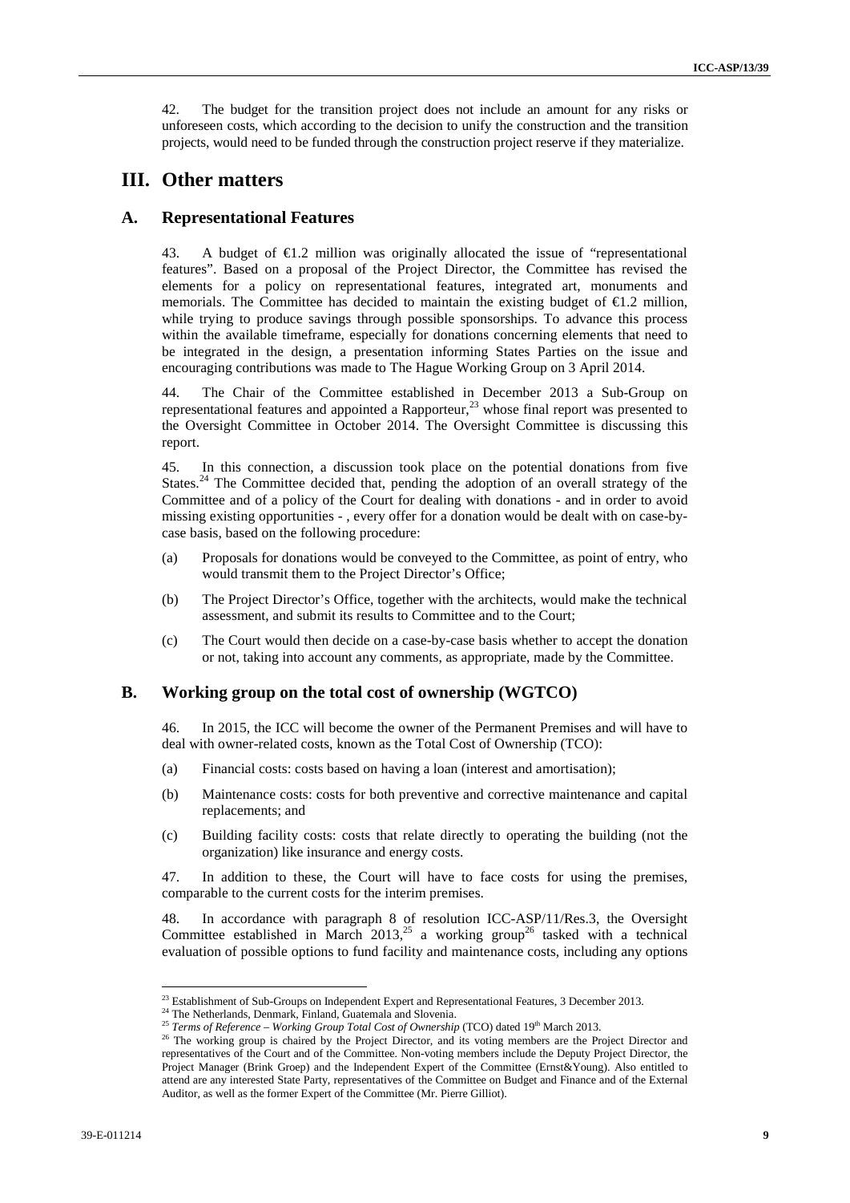42. The budget for the transition project does not include an amount for any risks or unforeseen costs, which according to the decision to unify the construction and the transition projects, would need to be funded through the construction project reserve if they materialize.

# III. Other matters

## A. Representational Features

43. A budget of €1.2 million was originally allocated the issue of "representational features". Based on a proposal of the Project Director, the Committee has revised the elements for a policy on representational features, integrated art, monuments and memorials. The Committee has decided to maintain the existing budget of €1.2 million, while trying to produce savings through possible sponsorships. To advance this process within the available timeframe, especially for donations concerning elements that need to be integrated in the design, a presentation informing States Parties on the issue and encouraging contributions was made to The Hague Working Group on 3 April 2014.

44. The Chair of the Committee established in December 2013 a Sub-Group on representational features and appointed a Rapporteur,[23] whose final report was presented to the Oversight Committee in October 2014. The Oversight Committee is discussing this report.

45. In this connection, a discussion took place on the potential donations from five States.[24] The Committee decided that, pending the adoption of an overall strategy of the Committee and of a policy of the Court for dealing with donations - and in order to avoid missing existing opportunities - , every offer for a donation would be dealt with on case-by-case basis, based on the following procedure:

(a) Proposals for donations would be conveyed to the Committee, as point of entry, who would transmit them to the Project Director's Office;

(b) The Project Director's Office, together with the architects, would make the technical assessment, and submit its results to Committee and to the Court;

(c) The Court would then decide on a case-by-case basis whether to accept the donation or not, taking into account any comments, as appropriate, made by the Committee.

## B. Working group on the total cost of ownership (WGTCO)

46. In 2015, the ICC will become the owner of the Permanent Premises and will have to deal with owner-related costs, known as the Total Cost of Ownership (TCO):

(a) Financial costs: costs based on having a loan (interest and amortisation);

(b) Maintenance costs: costs for both preventive and corrective maintenance and capital replacements; and

(c) Building facility costs: costs that relate directly to operating the building (not the organization) like insurance and energy costs.

47. In addition to these, the Court will have to face costs for using the premises, comparable to the current costs for the interim premises.

48. In accordance with paragraph 8 of resolution ICC-ASP/11/Res.3, the Oversight Committee established in March 2013,[25] a working group[26] tasked with a technical evaluation of possible options to fund facility and maintenance costs, including any options

---

[23] Establishment of Sub-Groups on Independent Expert and Representational Features, 3 December 2013.

[24] The Netherlands, Denmark, Finland, Guatemala and Slovenia.

[25] *Terms of Reference – Working Group Total Cost of Ownership* (TCO) dated 19th March 2013.

[26] The working group is chaired by the Project Director, and its voting members are the Project Director and representatives of the Court and of the Committee. Non-voting members include the Deputy Project Director, the Project Manager (Brink Groep) and the Independent Expert of the Committee (Ernst&Young). Also entitled to attend are any interested State Party, representatives of the Committee on Budget and Finance and of the External Auditor, as well as the former Expert of the Committee (Mr. Pierre Gilliot).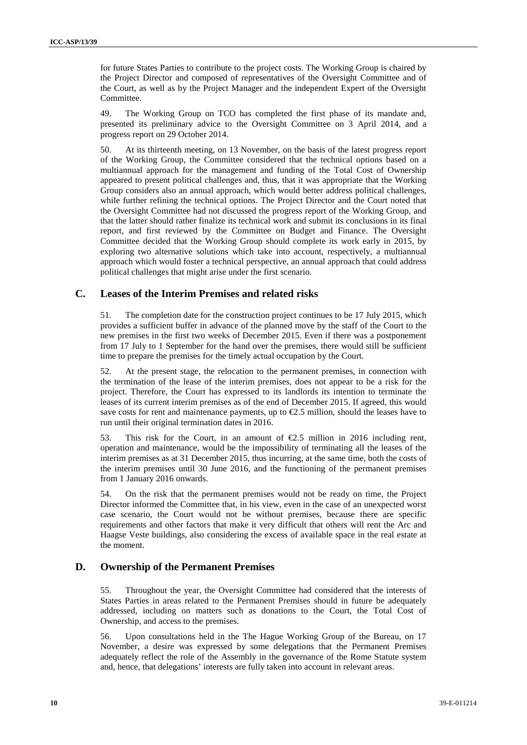for future States Parties to contribute to the project costs. The Working Group is chaired by the Project Director and composed of representatives of the Oversight Committee and of the Court, as well as by the Project Manager and the independent Expert of the Oversight Committee.

49. The Working Group on TCO has completed the first phase of its mandate and, presented its preliminary advice to the Oversight Committee on 3 April 2014, and a progress report on 29 October 2014.

50. At its thirteenth meeting, on 13 November, on the basis of the latest progress report of the Working Group, the Committee considered that the technical options based on a multiannual approach for the management and funding of the Total Cost of Ownership appeared to present political challenges and, thus, that it was appropriate that the Working Group considers also an annual approach, which would better address political challenges, while further refining the technical options. The Project Director and the Court noted that the Oversight Committee had not discussed the progress report of the Working Group, and that the latter should rather finalize its technical work and submit its conclusions in its final report, and first reviewed by the Committee on Budget and Finance. The Oversight Committee decided that the Working Group should complete its work early in 2015, by exploring two alternative solutions which take into account, respectively, a multiannual approach which would foster a technical perspective, an annual approach that could address political challenges that might arise under the first scenario.

## C. Leases of the Interim Premises and related risks

51. The completion date for the construction project continues to be 17 July 2015, which provides a sufficient buffer in advance of the planned move by the staff of the Court to the new premises in the first two weeks of December 2015. Even if there was a postponement from 17 July to 1 September for the hand over the premises, there would still be sufficient time to prepare the premises for the timely actual occupation by the Court.

52. At the present stage, the relocation to the permanent premises, in connection with the termination of the lease of the interim premises, does not appear to be a risk for the project. Therefore, the Court has expressed to its landlords its intention to terminate the leases of its current interim premises as of the end of December 2015. If agreed, this would save costs for rent and maintenance payments, up to €2.5 million, should the leases have to run until their original termination dates in 2016.

53. This risk for the Court, in an amount of €2.5 million in 2016 including rent, operation and maintenance, would be the impossibility of terminating all the leases of the interim premises as at 31 December 2015, thus incurring, at the same time, both the costs of the interim premises until 30 June 2016, and the functioning of the permanent premises from 1 January 2016 onwards.

54. On the risk that the permanent premises would not be ready on time, the Project Director informed the Committee that, in his view, even in the case of an unexpected worst case scenario, the Court would not be without premises, because there are specific requirements and other factors that make it very difficult that others will rent the Arc and Haagse Veste buildings, also considering the excess of available space in the real estate at the moment.

## D. Ownership of the Permanent Premises

55. Throughout the year, the Oversight Committee had considered that the interests of States Parties in areas related to the Permanent Premises should in future be adequately addressed, including on matters such as donations to the Court, the Total Cost of Ownership, and access to the premises.

56. Upon consultations held in the The Hague Working Group of the Bureau, on 17 November, a desire was expressed by some delegations that the Permanent Premises adequately reflect the role of the Assembly in the governance of the Rome Statute system and, hence, that delegations' interests are fully taken into account in relevant areas.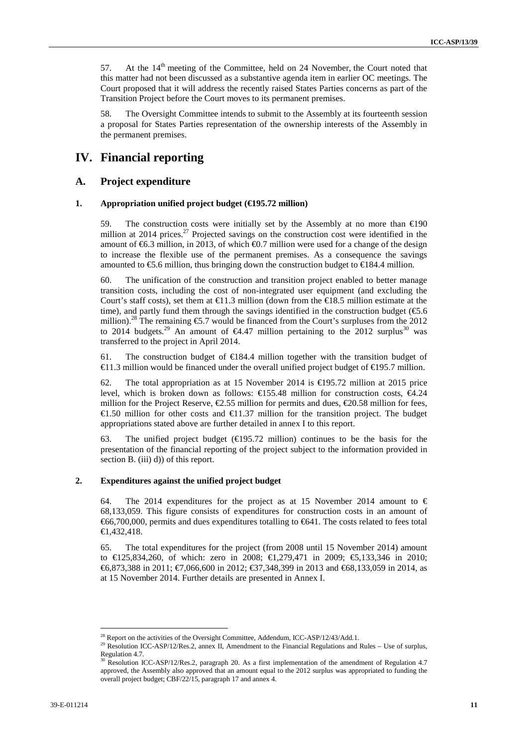57. At the 14th meeting of the Committee, held on 24 November, the Court noted that this matter had not been discussed as a substantive agenda item in earlier OC meetings. The Court proposed that it will address the recently raised States Parties concerns as part of the Transition Project before the Court moves to its permanent premises.

58. The Oversight Committee intends to submit to the Assembly at its fourteenth session a proposal for States Parties representation of the ownership interests of the Assembly in the permanent premises.

# IV. Financial reporting

## A. Project expenditure

### 1. Appropriation unified project budget (€195.72 million)

59. The construction costs were initially set by the Assembly at no more than €190 million at 2014 prices.[27] Projected savings on the construction cost were identified in the amount of €6.3 million, in 2013, of which €0.7 million were used for a change of the design to increase the flexible use of the permanent premises. As a consequence the savings amounted to €5.6 million, thus bringing down the construction budget to €184.4 million.

60. The unification of the construction and transition project enabled to better manage transition costs, including the cost of non-integrated user equipment (and excluding the Court's staff costs), set them at €11.3 million (down from the €18.5 million estimate at the time), and partly fund them through the savings identified in the construction budget (€5.6 million).[28] The remaining €5.7 would be financed from the Court's surpluses from the 2012 to 2014 budgets.[29] An amount of €4.47 million pertaining to the 2012 surplus[30] was transferred to the project in April 2014.

61. The construction budget of €184.4 million together with the transition budget of €11.3 million would be financed under the overall unified project budget of €195.7 million.

62. The total appropriation as at 15 November 2014 is €195.72 million at 2015 price level, which is broken down as follows: €155.48 million for construction costs, €4.24 million for the Project Reserve, €2.55 million for permits and dues, €20.58 million for fees, €1.50 million for other costs and €11.37 million for the transition project. The budget appropriations stated above are further detailed in annex I to this report.

63. The unified project budget (€195.72 million) continues to be the basis for the presentation of the financial reporting of the project subject to the information provided in section B. (iii) d)) of this report.

### 2. Expenditures against the unified project budget

64. The 2014 expenditures for the project as at 15 November 2014 amount to € 68,133,059. This figure consists of expenditures for construction costs in an amount of €66,700,000, permits and dues expenditures totalling to €641. The costs related to fees total €1,432,418.

65. The total expenditures for the project (from 2008 until 15 November 2014) amount to €125,834,260, of which: zero in 2008; €1,279,471 in 2009; €5,133,346 in 2010; €6,873,388 in 2011; €7,066,600 in 2012; €37,348,399 in 2013 and €68,133,059 in 2014, as at 15 November 2014. Further details are presented in Annex I.

---

[28] Report on the activities of the Oversight Committee, Addendum, ICC-ASP/12/43/Add.1.

[29] Resolution ICC-ASP/12/Res.2, annex II, Amendment to the Financial Regulations and Rules – Use of surplus, Regulation 4.7.

[30] Resolution ICC-ASP/12/Res.2, paragraph 20. As a first implementation of the amendment of Regulation 4.7 approved, the Assembly also approved that an amount equal to the 2012 surplus was appropriated to funding the overall project budget; CBF/22/15, paragraph 17 and annex 4.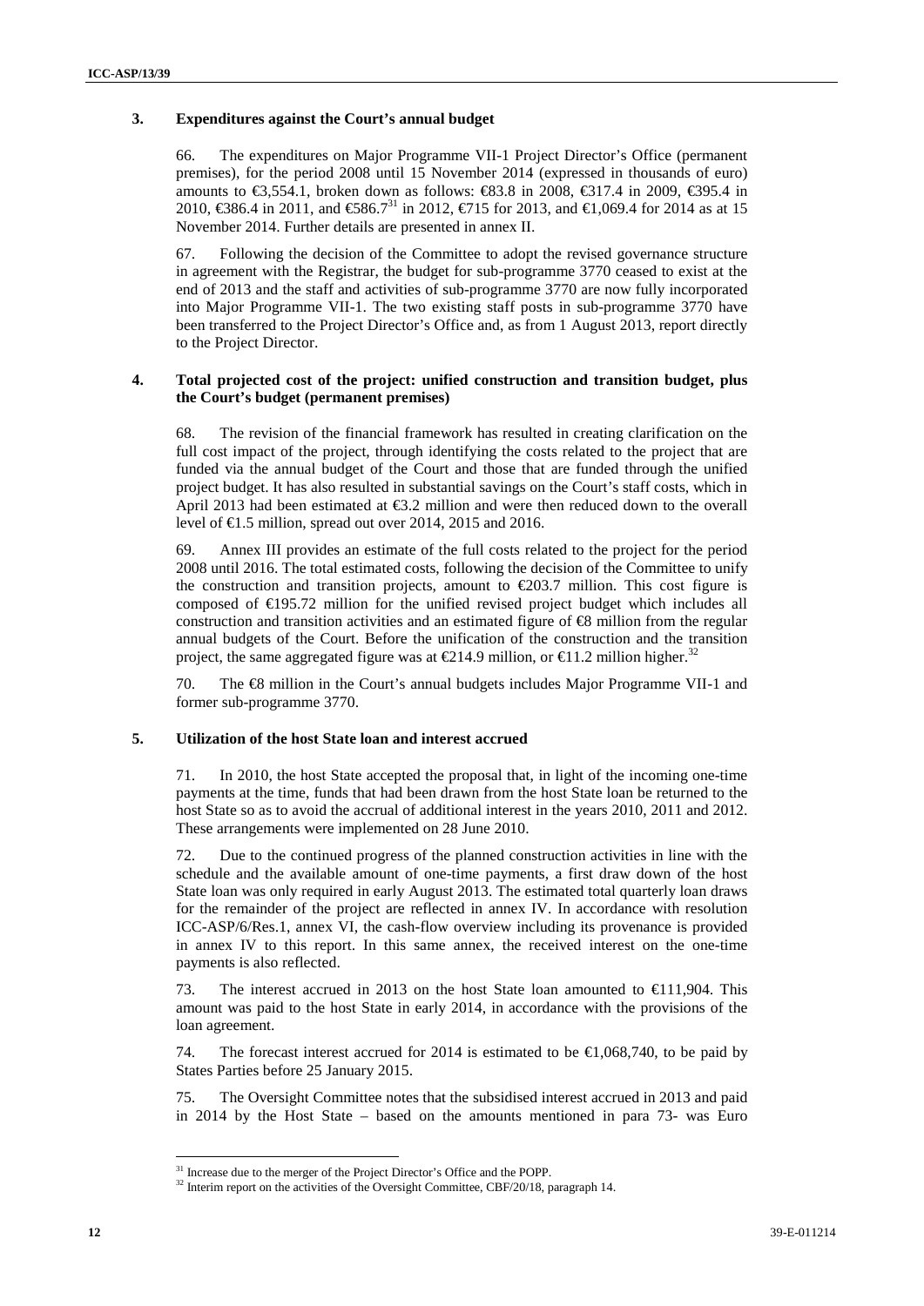### 3. Expenditures against the Court's annual budget

66. The expenditures on Major Programme VII-1 Project Director's Office (permanent premises), for the period 2008 until 15 November 2014 (expressed in thousands of euro) amounts to €3,554.1, broken down as follows: €83.8 in 2008, €317.4 in 2009, €395.4 in 2010, €386.4 in 2011, and €586.7[31] in 2012, €715 for 2013, and €1,069.4 for 2014 as at 15 November 2014. Further details are presented in annex II.

67. Following the decision of the Committee to adopt the revised governance structure in agreement with the Registrar, the budget for sub-programme 3770 ceased to exist at the end of 2013 and the staff and activities of sub-programme 3770 are now fully incorporated into Major Programme VII-1. The two existing staff posts in sub-programme 3770 have been transferred to the Project Director's Office and, as from 1 August 2013, report directly to the Project Director.

### 4. Total projected cost of the project: unified construction and transition budget, plus the Court's budget (permanent premises)

68. The revision of the financial framework has resulted in creating clarification on the full cost impact of the project, through identifying the costs related to the project that are funded via the annual budget of the Court and those that are funded through the unified project budget. It has also resulted in substantial savings on the Court's staff costs, which in April 2013 had been estimated at €3.2 million and were then reduced down to the overall level of €1.5 million, spread out over 2014, 2015 and 2016.

69. Annex III provides an estimate of the full costs related to the project for the period 2008 until 2016. The total estimated costs, following the decision of the Committee to unify the construction and transition projects, amount to €203.7 million. This cost figure is composed of €195.72 million for the unified revised project budget which includes all construction and transition activities and an estimated figure of €8 million from the regular annual budgets of the Court. Before the unification of the construction and the transition project, the same aggregated figure was at €214.9 million, or €11.2 million higher.[32]

70. The €8 million in the Court's annual budgets includes Major Programme VII-1 and former sub-programme 3770.

### 5. Utilization of the host State loan and interest accrued

71. In 2010, the host State accepted the proposal that, in light of the incoming one-time payments at the time, funds that had been drawn from the host State loan be returned to the host State so as to avoid the accrual of additional interest in the years 2010, 2011 and 2012. These arrangements were implemented on 28 June 2010.

72. Due to the continued progress of the planned construction activities in line with the schedule and the available amount of one-time payments, a first draw down of the host State loan was only required in early August 2013. The estimated total quarterly loan draws for the remainder of the project are reflected in annex IV. In accordance with resolution ICC-ASP/6/Res.1, annex VI, the cash-flow overview including its provenance is provided in annex IV to this report. In this same annex, the received interest on the one-time payments is also reflected.

73. The interest accrued in 2013 on the host State loan amounted to €111,904. This amount was paid to the host State in early 2014, in accordance with the provisions of the loan agreement.

74. The forecast interest accrued for 2014 is estimated to be €1,068,740, to be paid by States Parties before 25 January 2015.

75. The Oversight Committee notes that the subsidised interest accrued in 2013 and paid in 2014 by the Host State – based on the amounts mentioned in para 73- was Euro

---

[31] Increase due to the merger of the Project Director's Office and the POPP.

[32] Interim report on the activities of the Oversight Committee, CBF/20/18, paragraph 14.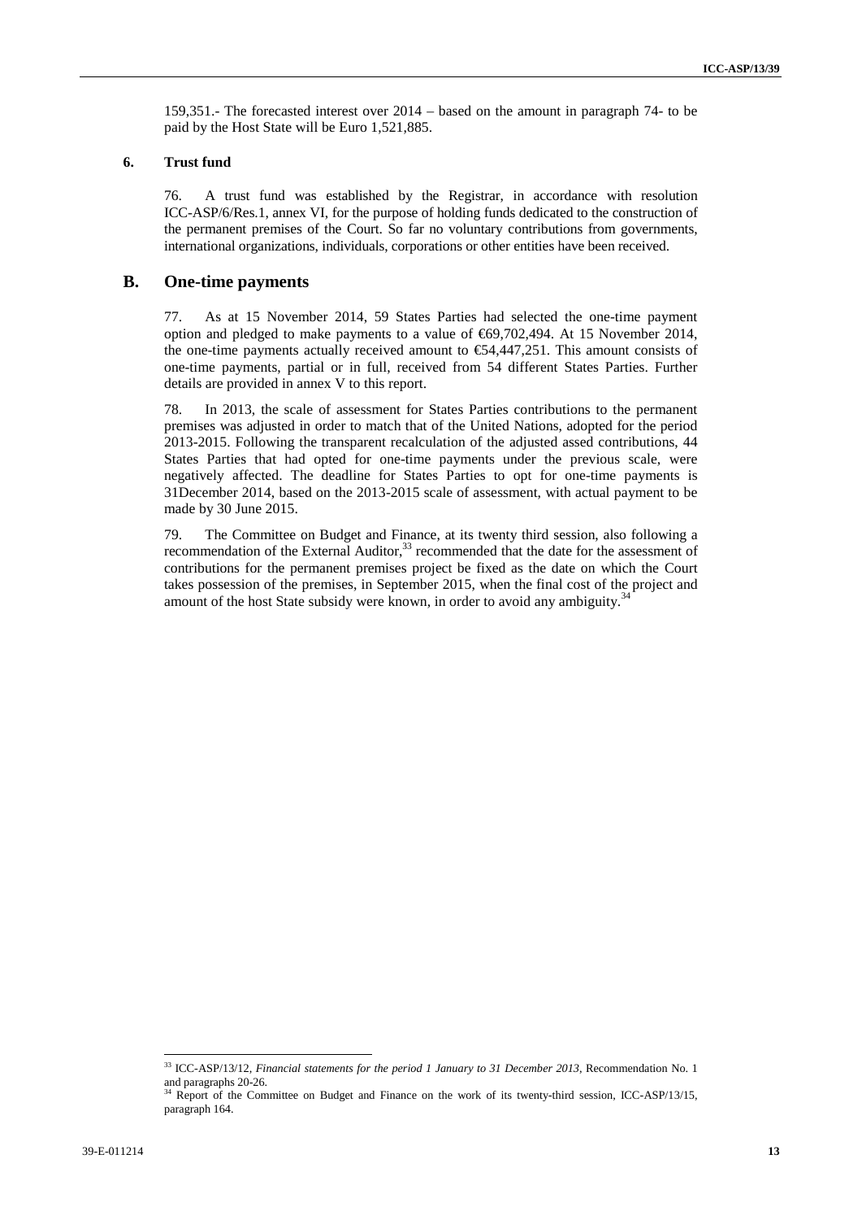159,351.- The forecasted interest over 2014 – based on the amount in paragraph 74- to be paid by the Host State will be Euro 1,521,885.

### 6. Trust fund

76. A trust fund was established by the Registrar, in accordance with resolution ICC-ASP/6/Res.1, annex VI, for the purpose of holding funds dedicated to the construction of the permanent premises of the Court. So far no voluntary contributions from governments, international organizations, individuals, corporations or other entities have been received.

## B. One-time payments

77. As at 15 November 2014, 59 States Parties had selected the one-time payment option and pledged to make payments to a value of €69,702,494. At 15 November 2014, the one-time payments actually received amount to €54,447,251. This amount consists of one-time payments, partial or in full, received from 54 different States Parties. Further details are provided in annex V to this report.

78. In 2013, the scale of assessment for States Parties contributions to the permanent premises was adjusted in order to match that of the United Nations, adopted for the period 2013-2015. Following the transparent recalculation of the adjusted assed contributions, 44 States Parties that had opted for one-time payments under the previous scale, were negatively affected. The deadline for States Parties to opt for one-time payments is 31December 2014, based on the 2013-2015 scale of assessment, with actual payment to be made by 30 June 2015.

79. The Committee on Budget and Finance, at its twenty third session, also following a recommendation of the External Auditor,[33] recommended that the date for the assessment of contributions for the permanent premises project be fixed as the date on which the Court takes possession of the premises, in September 2015, when the final cost of the project and amount of the host State subsidy were known, in order to avoid any ambiguity.[34]

---

[33] ICC-ASP/13/12, *Financial statements for the period 1 January to 31 December 2013*, Recommendation No. 1 and paragraphs 20-26.

[34] Report of the Committee on Budget and Finance on the work of its twenty-third session, ICC-ASP/13/15, paragraph 164.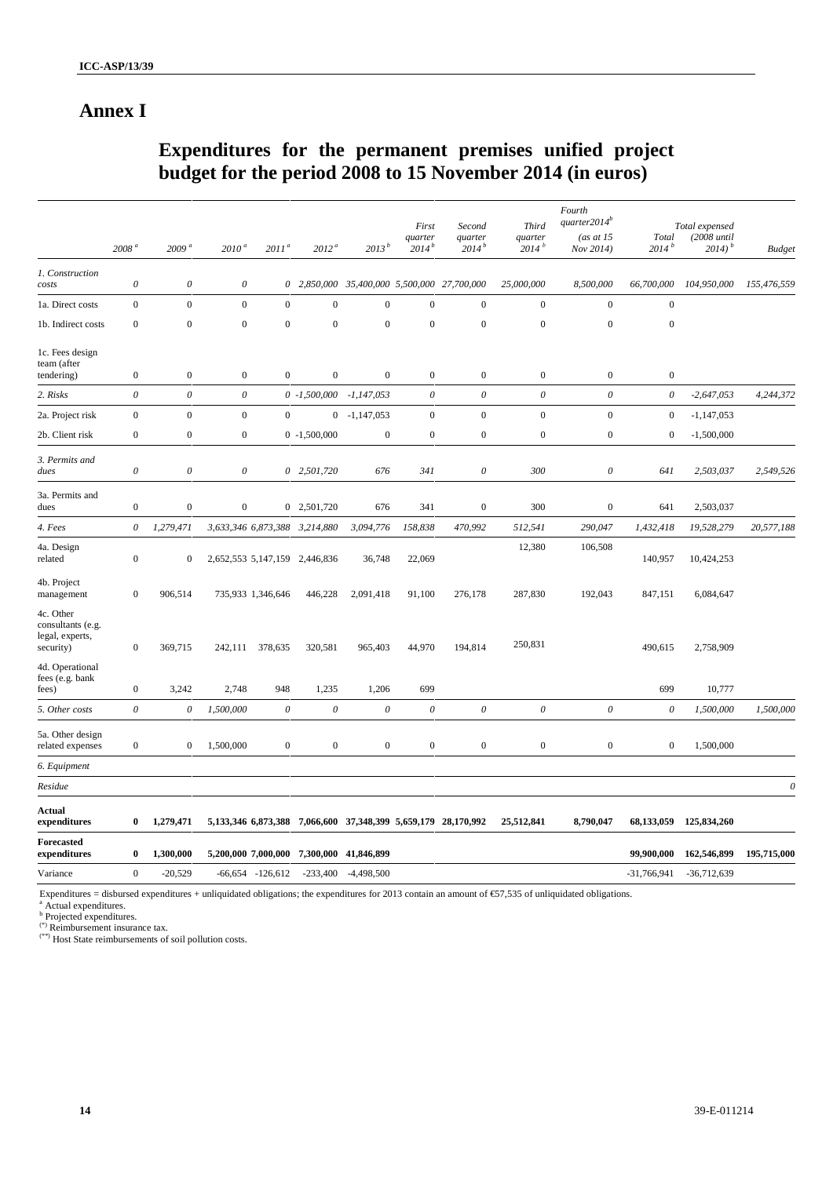## Annex I

# Expenditures for the permanent premises unified project budget for the period 2008 to 15 November 2014 (in euros)

| | 2008 [a] | 2009 [a] | 2010 [a] | 2011 [a] | 2012 [a] | 2013 [b] | *First quarter 2014* [b] | *Second quarter 2014* [b] | *Third quarter 2014* [b] | *Fourth quarter2014* [b] *(as at 15 Nov 2014)* | *Total 2014* [b] | *Total expensed (2008 until 2014)* [b] | *Budget* |
|---|---|---|---|---|---|---|---|---|---|---|---|---|---|
| *1. Construction costs* | *0* | *0* | *0* | *0* | *2,850,000* | *35,400,000* | *5,500,000* | *27,700,000* | *25,000,000* | *8,500,000* | *66,700,000* | *104,950,000* | *155,476,559* |
| 1a. Direct costs | 0 | 0 | 0 | 0 | 0 | 0 | 0 | 0 | 0 | 0 | 0 | | |
| 1b. Indirect costs | 0 | 0 | 0 | 0 | 0 | 0 | 0 | 0 | 0 | 0 | 0 | | |
| 1c. Fees design team (after tendering) | 0 | 0 | 0 | 0 | 0 | 0 | 0 | 0 | 0 | 0 | 0 | | |
| *2. Risks* | *0* | *0* | *0* | *0* | *-1,500,000* | *-1,147,053* | *0* | *0* | *0* | *0* | *0* | *-2,647,053* | *4,244,372* |
| 2a. Project risk | 0 | 0 | 0 | 0 | 0 | -1,147,053 | 0 | 0 | 0 | 0 | 0 | -1,147,053 | |
| 2b. Client risk | 0 | 0 | 0 | 0 | -1,500,000 | 0 | 0 | 0 | 0 | 0 | 0 | -1,500,000 | |
| *3. Permits and dues* | *0* | *0* | *0* | *0* | *2,501,720* | *676* | *341* | *0* | *300* | *0* | *641* | *2,503,037* | *2,549,526* |
| 3a. Permits and dues | 0 | 0 | 0 | 0 | 2,501,720 | 676 | 341 | 0 | 300 | 0 | 641 | 2,503,037 | |
| *4. Fees* | *0* | *1,279,471* | *3,633,346* | *6,873,388* | *3,214,880* | *3,094,776* | *158,838* | *470,992* | *512,541* | *290,047* | *1,432,418* | *19,528,279* | *20,577,188* |
| 4a. Design related | 0 | 0 | 2,652,553 | 5,147,159 | 2,446,836 | 36,748 | 22,069 | | 12,380 | 106,508 | 140,957 | 10,424,253 | |
| 4b. Project management | 0 | 906,514 | 735,933 | 1,346,646 | 446,228 | 2,091,418 | 91,100 | 276,178 | 287,830 | 192,043 | 847,151 | 6,084,647 | |
| 4c. Other consultants (e.g. legal, experts, security) | 0 | 369,715 | 242,111 | 378,635 | 320,581 | 965,403 | 44,970 | 194,814 | 250,831 | | 490,615 | 2,758,909 | |
| 4d. Operational fees (e.g. bank fees) | 0 | 3,242 | 2,748 | 948 | 1,235 | 1,206 | 699 | | | | 699 | 10,777 | |
| *5. Other costs* | *0* | *0* | *1,500,000* | *0* | *0* | *0* | *0* | *0* | *0* | *0* | *0* | *1,500,000* | *1,500,000* |
| 5a. Other design related expenses | 0 | 0 | 1,500,000 | 0 | 0 | 0 | 0 | 0 | 0 | 0 | 0 | 1,500,000 | |
| *6. Equipment* | | | | | | | | | | | | | |
| *Residue* | | | | | | | | | | | | | *0* |
| **Actual expenditures** | **0** | **1,279,471** | **5,133,346** | **6,873,388** | **7,066,600** | **37,348,399** | **5,659,179** | **28,170,992** | **25,512,841** | **8,790,047** | **68,133,059** | **125,834,260** | |
| **Forecasted expenditures** | **0** | **1,300,000** | **5,200,000** | **7,000,000** | **7,300,000** | **41,846,899** | | | | | **99,900,000** | **162,546,899** | **195,715,000** |
| Variance | 0 | -20,529 | -66,654 | -126,612 | -233,400 | -4,498,500 | | | | | -31,766,941 | -36,712,639 | |

Expenditures = disbursed expenditures + unliquidated obligations; the expenditures for 2013 contain an amount of €57,535 of unliquidated obligations.

[a] Actual expenditures.

[b] Projected expenditures.

(*) Reimbursement insurance tax.

(**) Host State reimbursements of soil pollution costs.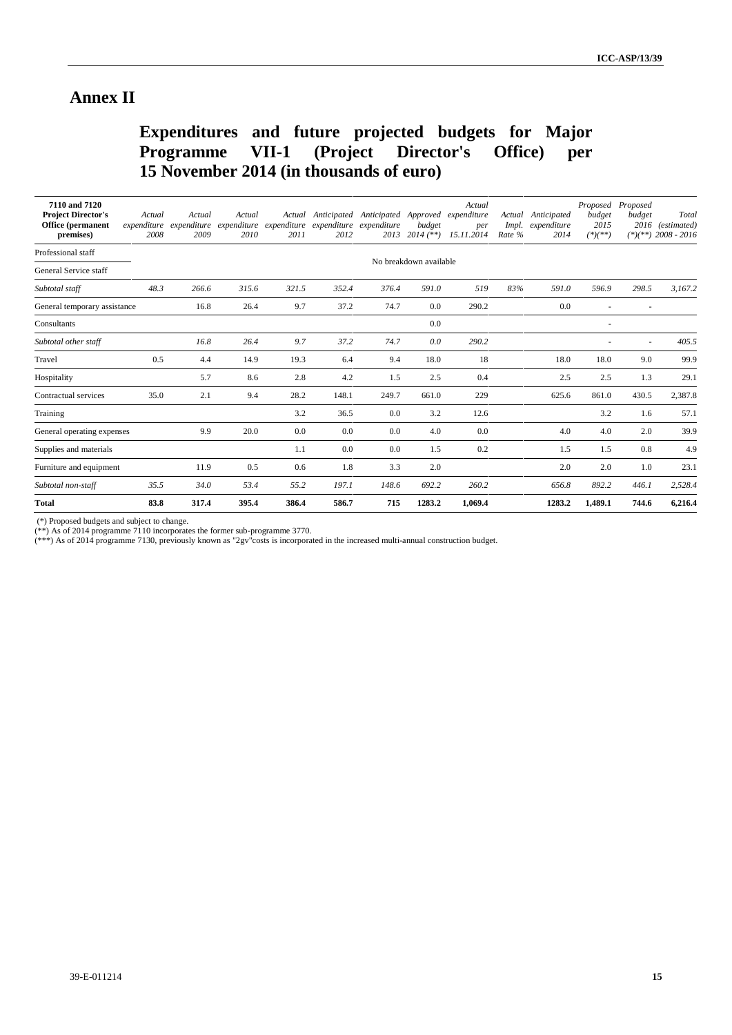# Annex II

## Expenditures and future projected budgets for Major Programme VII-1 (Project Director's Office) per 15 November 2014 (in thousands of euro)

| 7110 and 7120 Project Director's Office (permanent premises) | Actual expenditure 2008 | Actual expenditure 2009 | Actual expenditure 2010 | Actual expenditure 2011 | Anticipated expenditure 2012 | Anticipated expenditure 2013 | Approved budget 2014 (**) | Actual expenditure per 15.11.2014 | Actual Impl. Rate % | Anticipated expenditure 2014 | Proposed budget 2015 (*)(**) | Proposed budget 2016 (*)(**) | Total (estimated) 2008 - 2016 |
|---|---|---|---|---|---|---|---|---|---|---|---|---|---|
| Professional staff | | | | | | No breakdown available | | | | | | | |
| General Service staff | | | | | | | | | | | | | |
| *Subtotal staff* | *48.3* | *266.6* | *315.6* | *321.5* | *352.4* | *376.4* | *591.0* | *519* | *83%* | *591.0* | *596.9* | *298.5* | *3,167.2* |
| General temporary assistance | | 16.8 | 26.4 | 9.7 | 37.2 | 74.7 | 0.0 | 290.2 | | 0.0 | - | - | |
| Consultants | | | | | | | 0.0 | | | | - | | |
| *Subtotal other staff* | | *16.8* | *26.4* | *9.7* | *37.2* | *74.7* | *0.0* | *290.2* | | | - | - | *405.5* |
| Travel | 0.5 | 4.4 | 14.9 | 19.3 | 6.4 | 9.4 | 18.0 | 18 | | 18.0 | 18.0 | 9.0 | 99.9 |
| Hospitality | | 5.7 | 8.6 | 2.8 | 4.2 | 1.5 | 2.5 | 0.4 | | 2.5 | 2.5 | 1.3 | 29.1 |
| Contractual services | 35.0 | 2.1 | 9.4 | 28.2 | 148.1 | 249.7 | 661.0 | 229 | | 625.6 | 861.0 | 430.5 | 2,387.8 |
| Training | | | | 3.2 | 36.5 | 0.0 | 3.2 | 12.6 | | | 3.2 | 1.6 | 57.1 |
| General operating expenses | | 9.9 | 20.0 | 0.0 | 0.0 | 0.0 | 4.0 | 0.0 | | 4.0 | 4.0 | 2.0 | 39.9 |
| Supplies and materials | | | | 1.1 | 0.0 | 0.0 | 1.5 | 0.2 | | 1.5 | 1.5 | 0.8 | 4.9 |
| Furniture and equipment | | 11.9 | 0.5 | 0.6 | 1.8 | 3.3 | 2.0 | | | 2.0 | 2.0 | 1.0 | 23.1 |
| *Subtotal non-staff* | *35.5* | *34.0* | *53.4* | *55.2* | *197.1* | *148.6* | *692.2* | *260.2* | | *656.8* | *892.2* | *446.1* | *2,528.4* |
| **Total** | **83.8** | **317.4** | **395.4** | **386.4** | **586.7** | **715** | **1283.2** | **1,069.4** | | **1283.2** | **1,489.1** | **744.6** | **6,216.4** |

(*) Proposed budgets and subject to change.
(**) As of 2014 programme 7110 incorporates the former sub-programme 3770.
(***) As of 2014 programme 7130, previously known as "2gv"costs is incorporated in the increased multi-annual construction budget.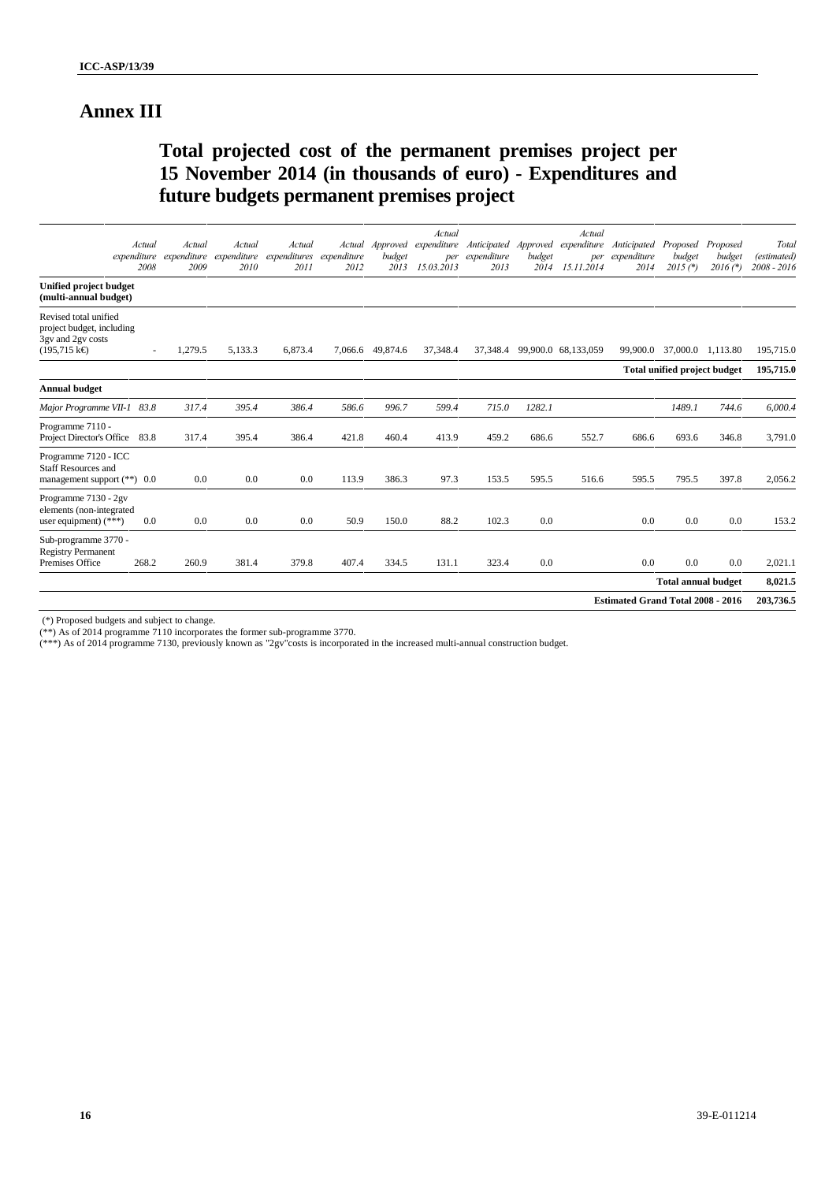# Annex III

## Total projected cost of the permanent premises project per 15 November 2014 (in thousands of euro) - Expenditures and future budgets permanent premises project

| | *Actual expenditure 2008* | *Actual expenditure 2009* | *Actual expenditure 2010* | *Actual expenditures 2011* | *Actual expenditure 2012* | *Approved budget 2013* | *Actual expenditure per 15.03.2013* | *Anticipated expenditure 2013* | *Approved budget 2014* | *Actual expenditure per 15.11.2014* | *Anticipated expenditure 2014* | *Proposed budget 2015 (\*)* | *Proposed budget 2016 (\*)* | *Total (estimated) 2008 - 2016* |
|---|---|---|---|---|---|---|---|---|---|---|---|---|---|---|
| **Unified project budget (multi-annual budget)** | | | | | | | | | | | | | | |
| Revised total unified project budget, including 3gv and 2gv costs (195,715 k€) | - | 1,279.5 | 5,133.3 | 6,873.4 | 7,066.6 | 49,874.6 | 37,348.4 | 37,348.4 | 99,900.0 | 68,133,059 | 99,900.0 | 37,000.0 | 1,113.80 | 195,715.0 |
| | | | | | | | | | | | | **Total unified project budget** | | **195,715.0** |
| **Annual budget** | | | | | | | | | | | | | | |
| *Major Programme VII-1* | *83.8* | *317.4* | *395.4* | *386.4* | *586.6* | *996.7* | *599.4* | *715.0* | *1282.1* | | | *1489.1* | *744.6* | *6,000.4* |
| Programme 7110 - Project Director's Office | 83.8 | 317.4 | 395.4 | 386.4 | 421.8 | 460.4 | 413.9 | 459.2 | 686.6 | 552.7 | 686.6 | 693.6 | 346.8 | 3,791.0 |
| Programme 7120 - ICC Staff Resources and management support (\*\*) | 0.0 | 0.0 | 0.0 | 0.0 | 113.9 | 386.3 | 97.3 | 153.5 | 595.5 | 516.6 | 595.5 | 795.5 | 397.8 | 2,056.2 |
| Programme 7130 - 2gv elements (non-integrated user equipment) (\*\*\*) | 0.0 | 0.0 | 0.0 | 0.0 | 50.9 | 150.0 | 88.2 | 102.3 | 0.0 | | 0.0 | 0.0 | 0.0 | 153.2 |
| Sub-programme 3770 - Registry Permanent Premises Office | 268.2 | 260.9 | 381.4 | 379.8 | 407.4 | 334.5 | 131.1 | 323.4 | 0.0 | | 0.0 | 0.0 | 0.0 | 2,021.1 |
| | | | | | | | | | | | | **Total annual budget** | | **8,021.5** |
| | | | | | | | | | | | **Estimated Grand Total 2008 - 2016** | | | **203,736.5** |

(\*) Proposed budgets and subject to change.

(\*\*) As of 2014 programme 7110 incorporates the former sub-programme 3770.

(\*\*\*) As of 2014 programme 7130, previously known as "2gv"costs is incorporated in the increased multi-annual construction budget.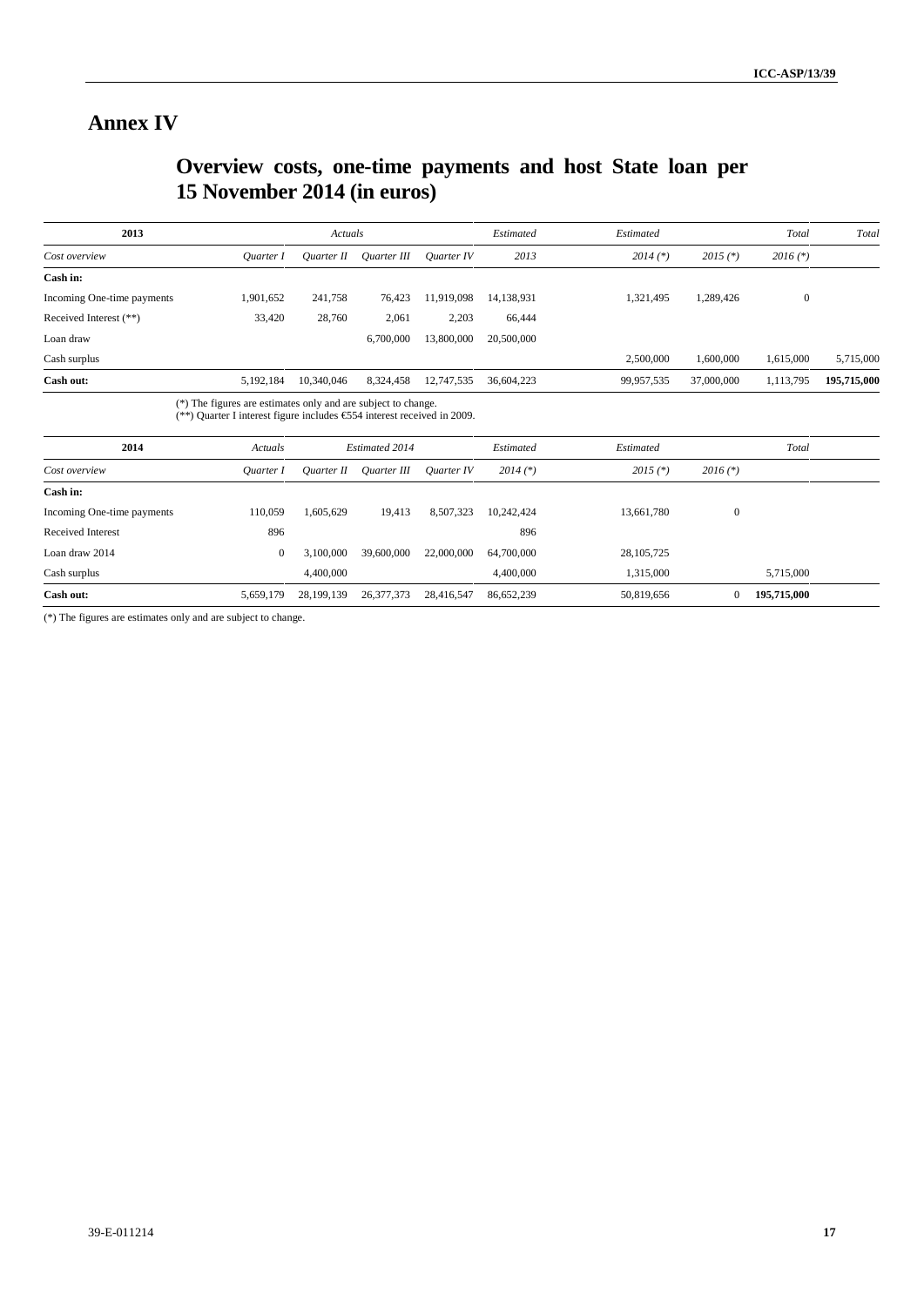# Annex IV

## Overview costs, one-time payments and host State loan per 15 November 2014 (in euros)

| 2013 | Actuals | | | | Estimated | Estimated | | Total | Total |
|---|---|---|---|---|---|---|---|---|---|
| *Cost overview* | *Quarter I* | *Quarter II* | *Quarter III* | *Quarter IV* | *2013* | *2014 (\*)* | *2015 (\*)* | *2016 (\*)* | |
| **Cash in:** | | | | | | | | | |
| Incoming One-time payments | 1,901,652 | 241,758 | 76,423 | 11,919,098 | 14,138,931 | 1,321,495 | 1,289,426 | 0 | |
| Received Interest (\*\*) | 33,420 | 28,760 | 2,061 | 2,203 | 66,444 | | | | |
| Loan draw | | | 6,700,000 | 13,800,000 | 20,500,000 | | | | |
| Cash surplus | | | | | | 2,500,000 | 1,600,000 | 1,615,000 | 5,715,000 |
| **Cash out:** | 5,192,184 | 10,340,046 | 8,324,458 | 12,747,535 | 36,604,223 | 99,957,535 | 37,000,000 | 1,113,795 | **195,715,000** |

(\*) The figures are estimates only and are subject to change.
(\*\*) Quarter I interest figure includes €554 interest received in 2009.

| 2014 | Actuals | Estimated 2014 | | | Estimated | Estimated | | Total |
|---|---|---|---|---|---|---|---|---|
| *Cost overview* | *Quarter I* | *Quarter II* | *Quarter III* | *Quarter IV* | *2014 (\*)* | *2015 (\*)* | *2016 (\*)* | |
| **Cash in:** | | | | | | | | |
| Incoming One-time payments | 110,059 | 1,605,629 | 19,413 | 8,507,323 | 10,242,424 | 13,661,780 | 0 | |
| Received Interest | 896 | | | | 896 | | | |
| Loan draw 2014 | 0 | 3,100,000 | 39,600,000 | 22,000,000 | 64,700,000 | 28,105,725 | | |
| Cash surplus | | 4,400,000 | | | 4,400,000 | 1,315,000 | | 5,715,000 |
| **Cash out:** | 5,659,179 | 28,199,139 | 26,377,373 | 28,416,547 | 86,652,239 | 50,819,656 | 0 | **195,715,000** |

(\*) The figures are estimates only and are subject to change.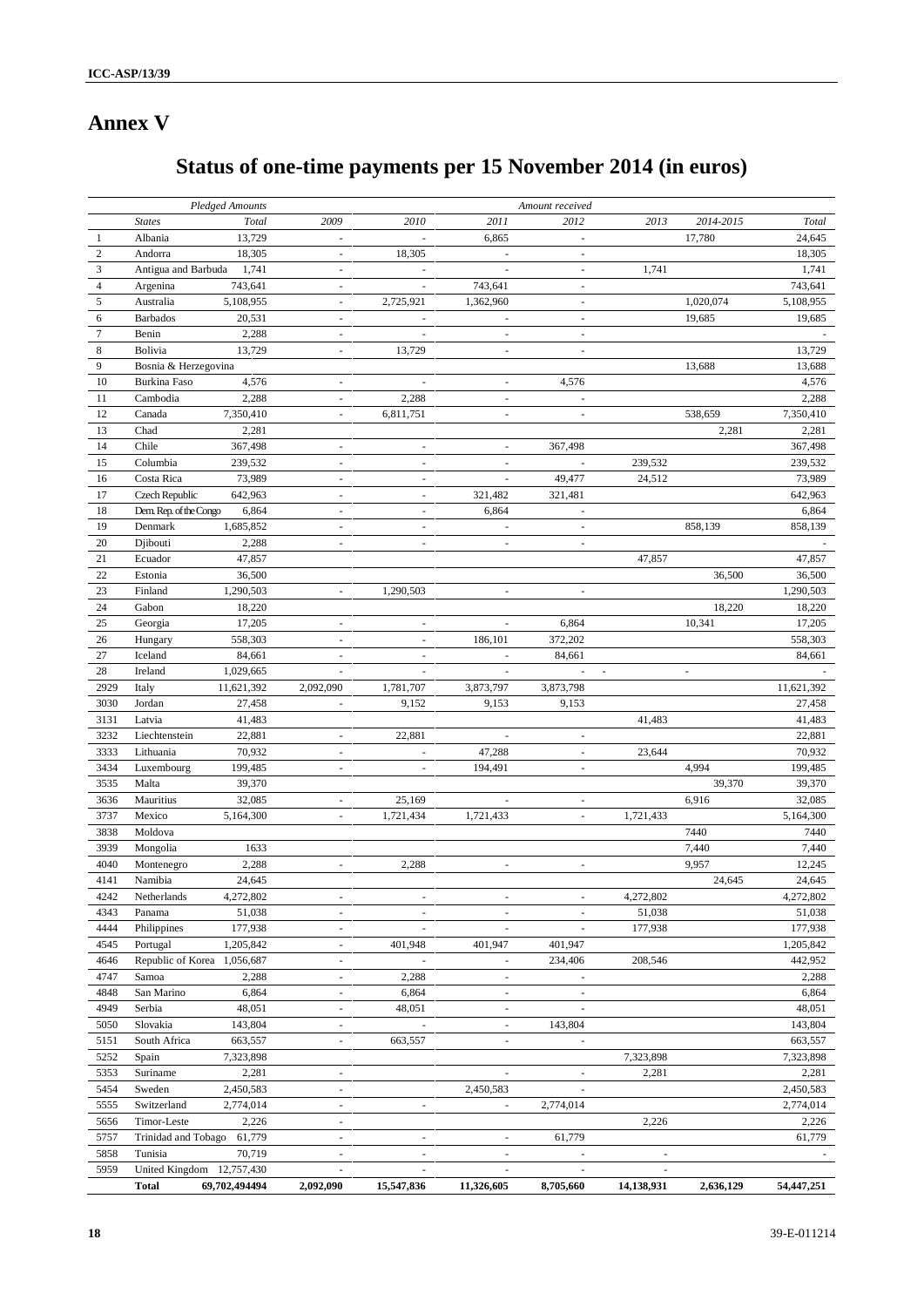# Annex V

## Status of one-time payments per 15 November 2014 (in euros)

| | *Pledged Amounts* | | *Amount received* | | | | | | |
|---|---|---|---|---|---|---|---|---|---|
| | *States* | *Total* | *2009* | *2010* | *2011* | *2012* | *2013* | *2014-2015* | *Total* |
| 1 | Albania | 13,729 | - | - | 6,865 | - | | 17,780 | 24,645 |
| 2 | Andorra | 18,305 | - | 18,305 | - | - | | | 18,305 |
| 3 | Antigua and Barbuda | 1,741 | - | - | - | - | 1,741 | | 1,741 |
| 4 | Argenina | 743,641 | - | - | 743,641 | - | | | 743,641 |
| 5 | Australia | 5,108,955 | - | 2,725,921 | 1,362,960 | - | | 1,020,074 | 5,108,955 |
| 6 | Barbados | 20,531 | - | - | - | - | | 19,685 | 19,685 |
| 7 | Benin | 2,288 | - | - | - | - | | | - |
| 8 | Bolivia | 13,729 | - | 13,729 | - | - | | | 13,729 |
| 9 | Bosnia & Herzegovina | | | | | | | 13,688 | 13,688 |
| 10 | Burkina Faso | 4,576 | - | - | - | 4,576 | | | 4,576 |
| 11 | Cambodia | 2,288 | - | 2,288 | - | - | | | 2,288 |
| 12 | Canada | 7,350,410 | - | 6,811,751 | - | - | | 538,659 | 7,350,410 |
| 13 | Chad | 2,281 | | | | | | 2,281 | 2,281 |
| 14 | Chile | 367,498 | - | - | - | 367,498 | | | 367,498 |
| 15 | Columbia | 239,532 | - | - | - | - | 239,532 | | 239,532 |
| 16 | Costa Rica | 73,989 | - | - | - | 49,477 | 24,512 | | 73,989 |
| 17 | Czech Republic | 642,963 | - | - | 321,482 | 321,481 | | | 642,963 |
| 18 | Dem. Rep. of the Congo | 6,864 | - | - | 6,864 | - | | | 6,864 |
| 19 | Denmark | 1,685,852 | - | - | - | - | | 858,139 | 858,139 |
| 20 | Djibouti | 2,288 | - | - | - | - | | | - |
| 21 | Ecuador | 47,857 | | | | | 47,857 | | 47,857 |
| 22 | Estonia | 36,500 | | | | | | 36,500 | 36,500 |
| 23 | Finland | 1,290,503 | - | 1,290,503 | - | - | | | 1,290,503 |
| 24 | Gabon | 18,220 | | | | | | 18,220 | 18,220 |
| 25 | Georgia | 17,205 | - | - | - | 6,864 | | 10,341 | 17,205 |
| 26 | Hungary | 558,303 | - | - | 186,101 | 372,202 | | | 558,303 |
| 27 | Iceland | 84,661 | - | - | - | 84,661 | | | 84,661 |
| 28 | Ireland | 1,029,665 | - | - | - | - | - | - | - |
| 2929 | Italy | 11,621,392 | 2,092,090 | 1,781,707 | 3,873,797 | 3,873,798 | | | 11,621,392 |
| 3030 | Jordan | 27,458 | - | 9,152 | 9,153 | 9,153 | | | 27,458 |
| 3131 | Latvia | 41,483 | | | | | 41,483 | | 41,483 |
| 3232 | Liechtenstein | 22,881 | - | 22,881 | - | - | | | 22,881 |
| 3333 | Lithuania | 70,932 | - | - | 47,288 | - | 23,644 | | 70,932 |
| 3434 | Luxembourg | 199,485 | - | - | 194,491 | - | | 4,994 | 199,485 |
| 3535 | Malta | 39,370 | | | | | | 39,370 | 39,370 |
| 3636 | Mauritius | 32,085 | - | 25,169 | - | - | | 6,916 | 32,085 |
| 3737 | Mexico | 5,164,300 | - | 1,721,434 | 1,721,433 | - | 1,721,433 | | 5,164,300 |
| 3838 | Moldova | | | | | | | 7440 | 7440 |
| 3939 | Mongolia | 1633 | | | | | | 7,440 | 7,440 |
| 4040 | Montenegro | 2,288 | - | 2,288 | - | - | | 9,957 | 12,245 |
| 4141 | Namibia | 24,645 | | | | | | 24,645 | 24,645 |
| 4242 | Netherlands | 4,272,802 | - | - | - | - | 4,272,802 | | 4,272,802 |
| 4343 | Panama | 51,038 | - | - | - | - | 51,038 | | 51,038 |
| 4444 | Philippines | 177,938 | - | - | - | - | 177,938 | | 177,938 |
| 4545 | Portugal | 1,205,842 | - | 401,948 | 401,947 | 401,947 | | | 1,205,842 |
| 4646 | Republic of Korea | 1,056,687 | - | - | - | 234,406 | 208,546 | | 442,952 |
| 4747 | Samoa | 2,288 | - | 2,288 | - | - | | | 2,288 |
| 4848 | San Marino | 6,864 | - | 6,864 | - | - | | | 6,864 |
| 4949 | Serbia | 48,051 | - | 48,051 | - | - | | | 48,051 |
| 5050 | Slovakia | 143,804 | - | - | - | 143,804 | | | 143,804 |
| 5151 | South Africa | 663,557 | - | 663,557 | - | - | | | 663,557 |
| 5252 | Spain | 7,323,898 | | | | | 7,323,898 | | 7,323,898 |
| 5353 | Suriname | 2,281 | - | | - | - | 2,281 | | 2,281 |
| 5454 | Sweden | 2,450,583 | - | | 2,450,583 | - | | | 2,450,583 |
| 5555 | Switzerland | 2,774,014 | - | - | - | 2,774,014 | | | 2,774,014 |
| 5656 | Timor-Leste | 2,226 | - | | | | 2,226 | | 2,226 |
| 5757 | Trinidad and Tobago | 61,779 | - | - | - | 61,779 | | | 61,779 |
| 5858 | Tunisia | 70,719 | - | - | - | - | - | | - |
| 5959 | United Kingdom | 12,757,430 | - | - | - | - | - | | |
| | **Total** | **69,702,494494** | **2,092,090** | **15,547,836** | **11,326,605** | **8,705,660** | **14,138,931** | **2,636,129** | **54,447,251** |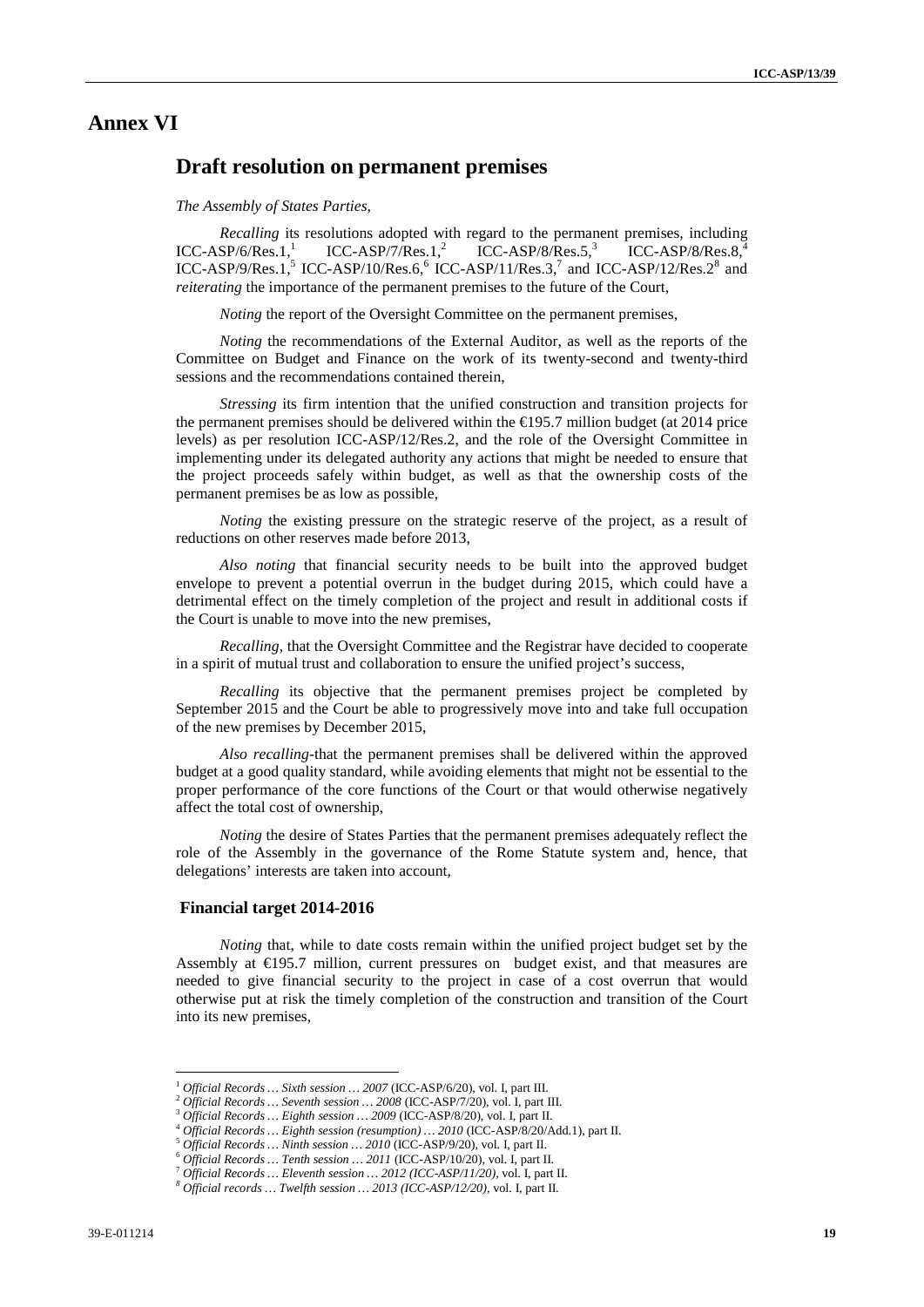# Annex VI

## Draft resolution on permanent premises

*The Assembly of States Parties,*

*Recalling* its resolutions adopted with regard to the permanent premises, including ICC-ASP/6/Res.1,[1] ICC-ASP/7/Res.1,[2] ICC-ASP/8/Res.5,[3] ICC-ASP/8/Res.8,[4] ICC-ASP/9/Res.1,[5] ICC-ASP/10/Res.6,[6] ICC-ASP/11/Res.3,[7] and ICC-ASP/12/Res.2[8] and *reiterating* the importance of the permanent premises to the future of the Court,

*Noting* the report of the Oversight Committee on the permanent premises,

*Noting* the recommendations of the External Auditor, as well as the reports of the Committee on Budget and Finance on the work of its twenty-second and twenty-third sessions and the recommendations contained therein,

*Stressing* its firm intention that the unified construction and transition projects for the permanent premises should be delivered within the €195.7 million budget (at 2014 price levels) as per resolution ICC-ASP/12/Res.2, and the role of the Oversight Committee in implementing under its delegated authority any actions that might be needed to ensure that the project proceeds safely within budget, as well as that the ownership costs of the permanent premises be as low as possible,

*Noting* the existing pressure on the strategic reserve of the project, as a result of reductions on other reserves made before 2013,

*Also noting* that financial security needs to be built into the approved budget envelope to prevent a potential overrun in the budget during 2015, which could have a detrimental effect on the timely completion of the project and result in additional costs if the Court is unable to move into the new premises,

*Recalling,* that the Oversight Committee and the Registrar have decided to cooperate in a spirit of mutual trust and collaboration to ensure the unified project's success,

*Recalling* its objective that the permanent premises project be completed by September 2015 and the Court be able to progressively move into and take full occupation of the new premises by December 2015,

*Also recalling*-that the permanent premises shall be delivered within the approved budget at a good quality standard, while avoiding elements that might not be essential to the proper performance of the core functions of the Court or that would otherwise negatively affect the total cost of ownership,

*Noting* the desire of States Parties that the permanent premises adequately reflect the role of the Assembly in the governance of the Rome Statute system and, hence, that delegations' interests are taken into account,

### Financial target 2014-2016

*Noting* that, while to date costs remain within the unified project budget set by the Assembly at €195.7 million, current pressures on budget exist, and that measures are needed to give financial security to the project in case of a cost overrun that would otherwise put at risk the timely completion of the construction and transition of the Court into its new premises,

---

[1] *Official Records … Sixth session … 2007* (ICC-ASP/6/20), vol. I, part III.
[2] *Official Records … Seventh session … 2008* (ICC-ASP/7/20), vol. I, part III.
[3] *Official Records … Eighth session … 2009* (ICC-ASP/8/20), vol. I, part II.
[4] *Official Records … Eighth session (resumption) … 2010* (ICC-ASP/8/20/Add.1), part II.
[5] *Official Records … Ninth session … 2010* (ICC-ASP/9/20), vol. I, part II.
[6] *Official Records … Tenth session … 2011* (ICC-ASP/10/20), vol. I, part II.
[7] *Official Records … Eleventh session … 2012 (ICC-ASP/11/20)*, vol. I, part II.
[8] *Official records … Twelfth session … 2013 (ICC-ASP/12/20)*, vol. I, part II.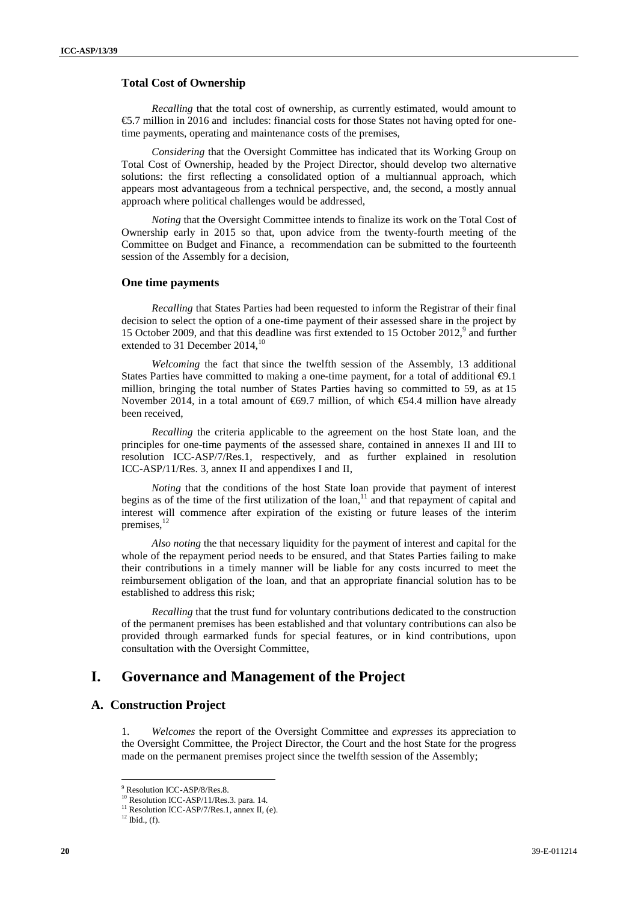### Total Cost of Ownership

*Recalling* that the total cost of ownership, as currently estimated, would amount to €5.7 million in 2016 and includes: financial costs for those States not having opted for one-time payments, operating and maintenance costs of the premises,

*Considering* that the Oversight Committee has indicated that its Working Group on Total Cost of Ownership, headed by the Project Director, should develop two alternative solutions: the first reflecting a consolidated option of a multiannual approach, which appears most advantageous from a technical perspective, and, the second, a mostly annual approach where political challenges would be addressed,

*Noting* that the Oversight Committee intends to finalize its work on the Total Cost of Ownership early in 2015 so that, upon advice from the twenty-fourth meeting of the Committee on Budget and Finance, a recommendation can be submitted to the fourteenth session of the Assembly for a decision,

### One time payments

*Recalling* that States Parties had been requested to inform the Registrar of their final decision to select the option of a one-time payment of their assessed share in the project by 15 October 2009, and that this deadline was first extended to 15 October 2012,[9] and further extended to 31 December 2014,[10]

*Welcoming* the fact that since the twelfth session of the Assembly, 13 additional States Parties have committed to making a one-time payment, for a total of additional €9.1 million, bringing the total number of States Parties having so committed to 59, as at 15 November 2014, in a total amount of €69.7 million, of which €54.4 million have already been received,

*Recalling* the criteria applicable to the agreement on the host State loan, and the principles for one-time payments of the assessed share, contained in annexes II and III to resolution ICC-ASP/7/Res.1, respectively, and as further explained in resolution ICC-ASP/11/Res. 3, annex II and appendixes I and II,

*Noting* that the conditions of the host State loan provide that payment of interest begins as of the time of the first utilization of the loan,[11] and that repayment of capital and interest will commence after expiration of the existing or future leases of the interim premises,[12]

*Also noting* the that necessary liquidity for the payment of interest and capital for the whole of the repayment period needs to be ensured, and that States Parties failing to make their contributions in a timely manner will be liable for any costs incurred to meet the reimbursement obligation of the loan, and that an appropriate financial solution has to be established to address this risk;

*Recalling* that the trust fund for voluntary contributions dedicated to the construction of the permanent premises has been established and that voluntary contributions can also be provided through earmarked funds for special features, or in kind contributions, upon consultation with the Oversight Committee,

# I. Governance and Management of the Project

## A. Construction Project

1. *Welcomes* the report of the Oversight Committee and *expresses* its appreciation to the Oversight Committee, the Project Director, the Court and the host State for the progress made on the permanent premises project since the twelfth session of the Assembly;

---

[9] Resolution ICC-ASP/8/Res.8.

[10] Resolution ICC-ASP/11/Res.3. para. 14.

[11] Resolution ICC-ASP/7/Res.1, annex II, (e).

[12] Ibid., (f).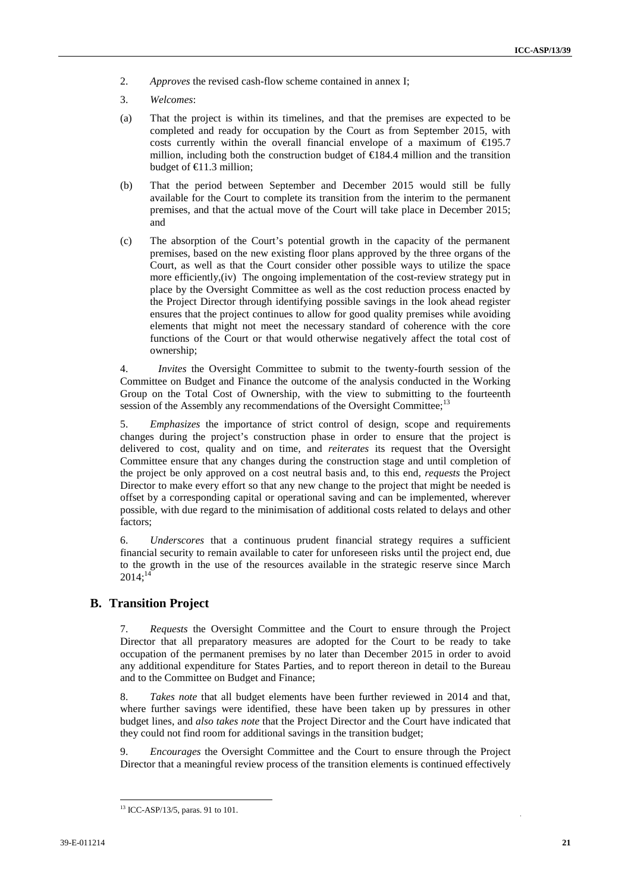2. *Approves* the revised cash-flow scheme contained in annex I;

3. *Welcomes*:

(a) That the project is within its timelines, and that the premises are expected to be completed and ready for occupation by the Court as from September 2015, with costs currently within the overall financial envelope of a maximum of €195.7 million, including both the construction budget of €184.4 million and the transition budget of €11.3 million;

(b) That the period between September and December 2015 would still be fully available for the Court to complete its transition from the interim to the permanent premises, and that the actual move of the Court will take place in December 2015; and

(c) The absorption of the Court's potential growth in the capacity of the permanent premises, based on the new existing floor plans approved by the three organs of the Court, as well as that the Court consider other possible ways to utilize the space more efficiently,(iv) The ongoing implementation of the cost-review strategy put in place by the Oversight Committee as well as the cost reduction process enacted by the Project Director through identifying possible savings in the look ahead register ensures that the project continues to allow for good quality premises while avoiding elements that might not meet the necessary standard of coherence with the core functions of the Court or that would otherwise negatively affect the total cost of ownership;

4. *Invites* the Oversight Committee to submit to the twenty-fourth session of the Committee on Budget and Finance the outcome of the analysis conducted in the Working Group on the Total Cost of Ownership, with the view to submitting to the fourteenth session of the Assembly any recommendations of the Oversight Committee;[13]

5. *Emphasizes* the importance of strict control of design, scope and requirements changes during the project's construction phase in order to ensure that the project is delivered to cost, quality and on time, and *reiterates* its request that the Oversight Committee ensure that any changes during the construction stage and until completion of the project be only approved on a cost neutral basis and, to this end, *requests* the Project Director to make every effort so that any new change to the project that might be needed is offset by a corresponding capital or operational saving and can be implemented, wherever possible, with due regard to the minimisation of additional costs related to delays and other factors;

6. *Underscores* that a continuous prudent financial strategy requires a sufficient financial security to remain available to cater for unforeseen risks until the project end, due to the growth in the use of the resources available in the strategic reserve since March 2014;[14]

## B. Transition Project

7. *Requests* the Oversight Committee and the Court to ensure through the Project Director that all preparatory measures are adopted for the Court to be ready to take occupation of the permanent premises by no later than December 2015 in order to avoid any additional expenditure for States Parties, and to report thereon in detail to the Bureau and to the Committee on Budget and Finance;

8. *Takes note* that all budget elements have been further reviewed in 2014 and that, where further savings were identified, these have been taken up by pressures in other budget lines, and *also takes note* that the Project Director and the Court have indicated that they could not find room for additional savings in the transition budget;

9. *Encourages* the Oversight Committee and the Court to ensure through the Project Director that a meaningful review process of the transition elements is continued effectively

---

[13] ICC-ASP/13/5, paras. 91 to 101.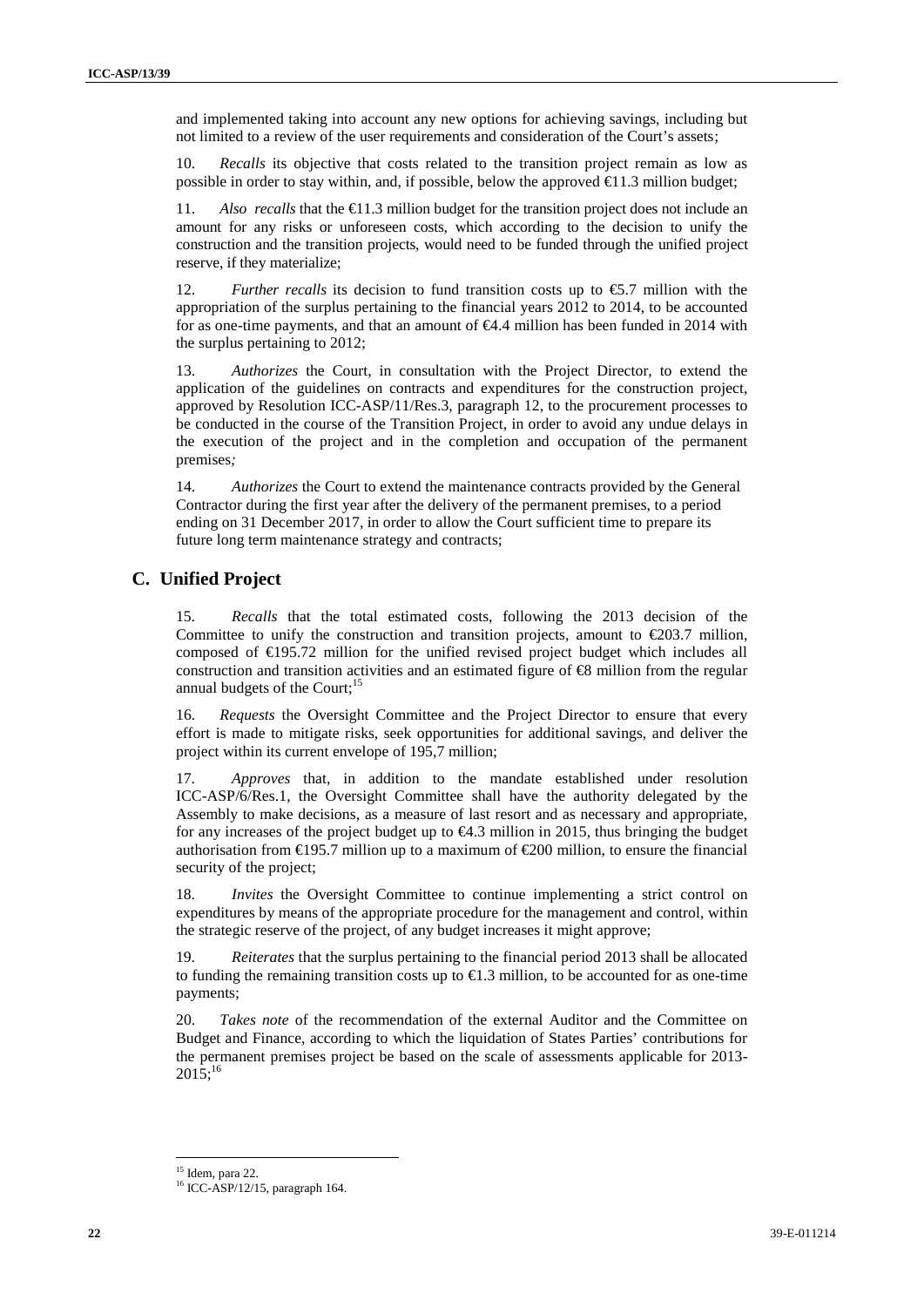and implemented taking into account any new options for achieving savings, including but not limited to a review of the user requirements and consideration of the Court's assets;

10. *Recalls* its objective that costs related to the transition project remain as low as possible in order to stay within, and, if possible, below the approved €11.3 million budget;

11. *Also recalls* that the €11.3 million budget for the transition project does not include an amount for any risks or unforeseen costs, which according to the decision to unify the construction and the transition projects, would need to be funded through the unified project reserve, if they materialize;

12. *Further recalls* its decision to fund transition costs up to €5.7 million with the appropriation of the surplus pertaining to the financial years 2012 to 2014, to be accounted for as one-time payments, and that an amount of €4.4 million has been funded in 2014 with the surplus pertaining to 2012;

13. *Authorizes* the Court, in consultation with the Project Director, to extend the application of the guidelines on contracts and expenditures for the construction project, approved by Resolution ICC-ASP/11/Res.3, paragraph 12, to the procurement processes to be conducted in the course of the Transition Project, in order to avoid any undue delays in the execution of the project and in the completion and occupation of the permanent premises*;*

14. *Authorizes* the Court to extend the maintenance contracts provided by the General Contractor during the first year after the delivery of the permanent premises, to a period ending on 31 December 2017, in order to allow the Court sufficient time to prepare its future long term maintenance strategy and contracts;

## C. Unified Project

15. *Recalls* that the total estimated costs, following the 2013 decision of the Committee to unify the construction and transition projects, amount to €203.7 million, composed of €195.72 million for the unified revised project budget which includes all construction and transition activities and an estimated figure of €8 million from the regular annual budgets of the Court;[15]

16. *Requests* the Oversight Committee and the Project Director to ensure that every effort is made to mitigate risks, seek opportunities for additional savings, and deliver the project within its current envelope of 195,7 million;

17. *Approves* that, in addition to the mandate established under resolution ICC-ASP/6/Res.1, the Oversight Committee shall have the authority delegated by the Assembly to make decisions, as a measure of last resort and as necessary and appropriate, for any increases of the project budget up to €4.3 million in 2015, thus bringing the budget authorisation from €195.7 million up to a maximum of €200 million, to ensure the financial security of the project;

18. *Invites* the Oversight Committee to continue implementing a strict control on expenditures by means of the appropriate procedure for the management and control, within the strategic reserve of the project, of any budget increases it might approve;

19. *Reiterates* that the surplus pertaining to the financial period 2013 shall be allocated to funding the remaining transition costs up to €1.3 million, to be accounted for as one-time payments;

20. *Takes note* of the recommendation of the external Auditor and the Committee on Budget and Finance, according to which the liquidation of States Parties' contributions for the permanent premises project be based on the scale of assessments applicable for 2013-2015;[16]

---

[15] Idem, para 22.

[16] ICC-ASP/12/15, paragraph 164.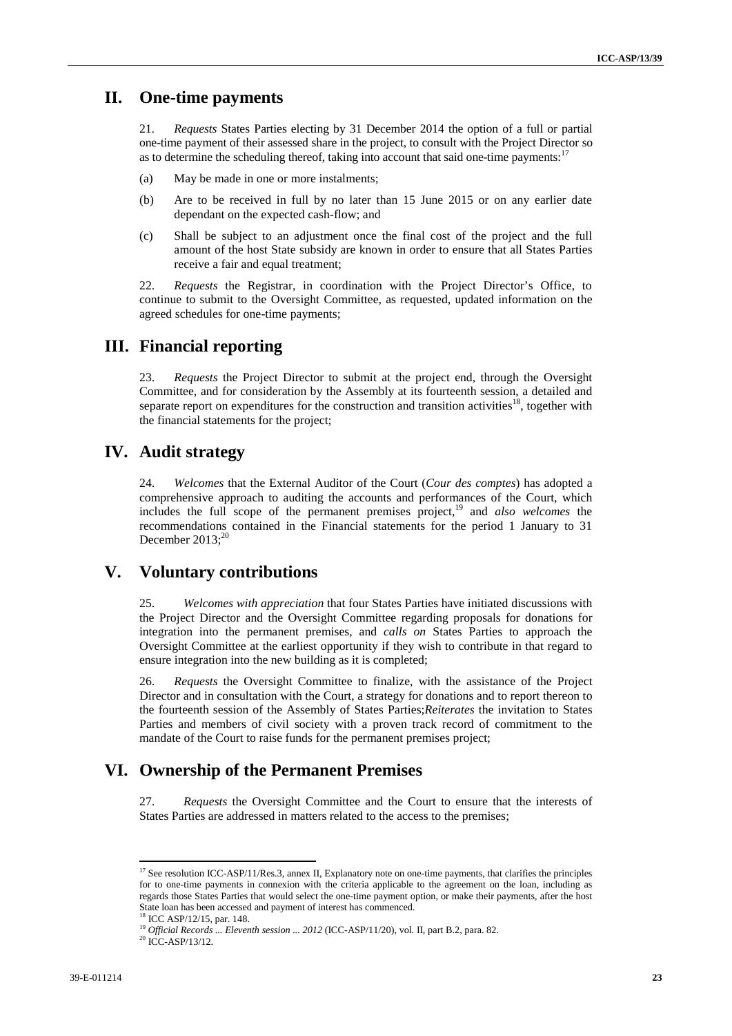## II. One-time payments

21. *Requests* States Parties electing by 31 December 2014 the option of a full or partial one-time payment of their assessed share in the project, to consult with the Project Director so as to determine the scheduling thereof, taking into account that said one-time payments:[17]

(a) May be made in one or more instalments;

(b) Are to be received in full by no later than 15 June 2015 or on any earlier date dependant on the expected cash-flow; and

(c) Shall be subject to an adjustment once the final cost of the project and the full amount of the host State subsidy are known in order to ensure that all States Parties receive a fair and equal treatment;

22. *Requests* the Registrar, in coordination with the Project Director's Office, to continue to submit to the Oversight Committee, as requested, updated information on the agreed schedules for one-time payments;

## III. Financial reporting

23. *Requests* the Project Director to submit at the project end, through the Oversight Committee, and for consideration by the Assembly at its fourteenth session, a detailed and separate report on expenditures for the construction and transition activities[18], together with the financial statements for the project;

## IV. Audit strategy

24. *Welcomes* that the External Auditor of the Court (*Cour des comptes*) has adopted a comprehensive approach to auditing the accounts and performances of the Court, which includes the full scope of the permanent premises project,[19] and *also welcomes* the recommendations contained in the Financial statements for the period 1 January to 31 December 2013;[20]

## V. Voluntary contributions

25. *Welcomes with appreciation* that four States Parties have initiated discussions with the Project Director and the Oversight Committee regarding proposals for donations for integration into the permanent premises, and *calls on* States Parties to approach the Oversight Committee at the earliest opportunity if they wish to contribute in that regard to ensure integration into the new building as it is completed;

26. *Requests* the Oversight Committee to finalize, with the assistance of the Project Director and in consultation with the Court, a strategy for donations and to report thereon to the fourteenth session of the Assembly of States Parties;*Reiterates* the invitation to States Parties and members of civil society with a proven track record of commitment to the mandate of the Court to raise funds for the permanent premises project;

## VI. Ownership of the Permanent Premises

27. *Requests* the Oversight Committee and the Court to ensure that the interests of States Parties are addressed in matters related to the access to the premises;

---

[17] See resolution ICC-ASP/11/Res.3, annex II, Explanatory note on one-time payments, that clarifies the principles for to one-time payments in connexion with the criteria applicable to the agreement on the loan, including as regards those States Parties that would select the one-time payment option, or make their payments, after the host State loan has been accessed and payment of interest has commenced.

[18] ICC ASP/12/15, par. 148.

[19] *Official Records ... Eleventh session ... 2012* (ICC-ASP/11/20), vol. II, part B.2, para. 82.

[20] ICC-ASP/13/12.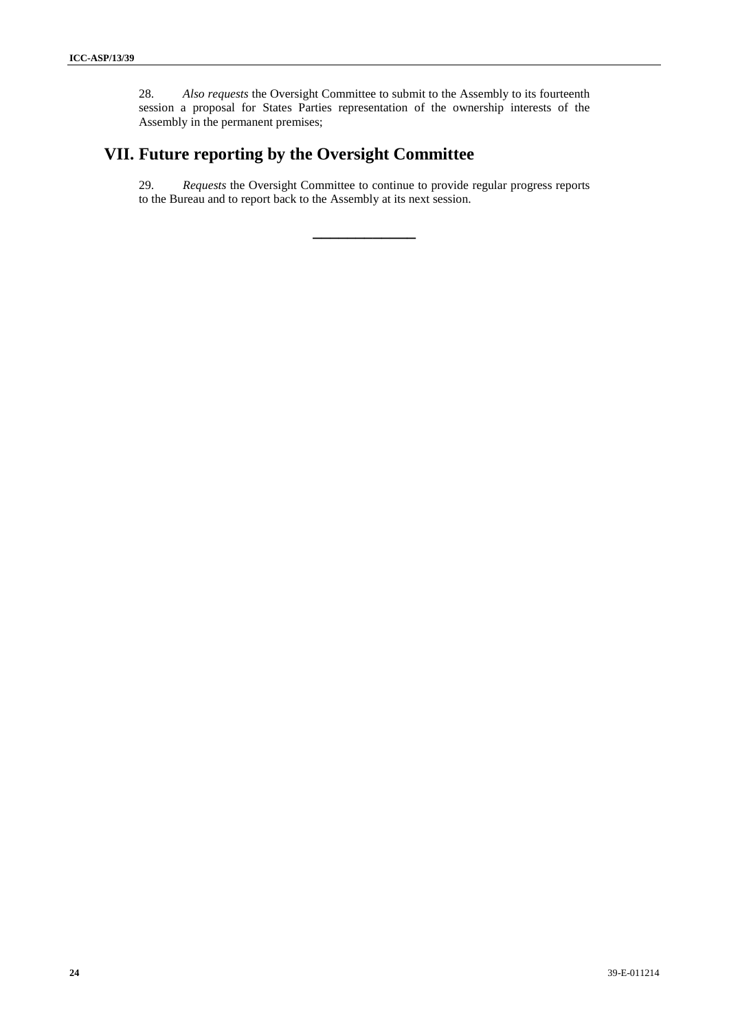28. *Also requests* the Oversight Committee to submit to the Assembly to its fourteenth session a proposal for States Parties representation of the ownership interests of the Assembly in the permanent premises;

# VII. Future reporting by the Oversight Committee

29. *Requests* the Oversight Committee to continue to provide regular progress reports to the Bureau and to report back to the Assembly at its next session.

___________